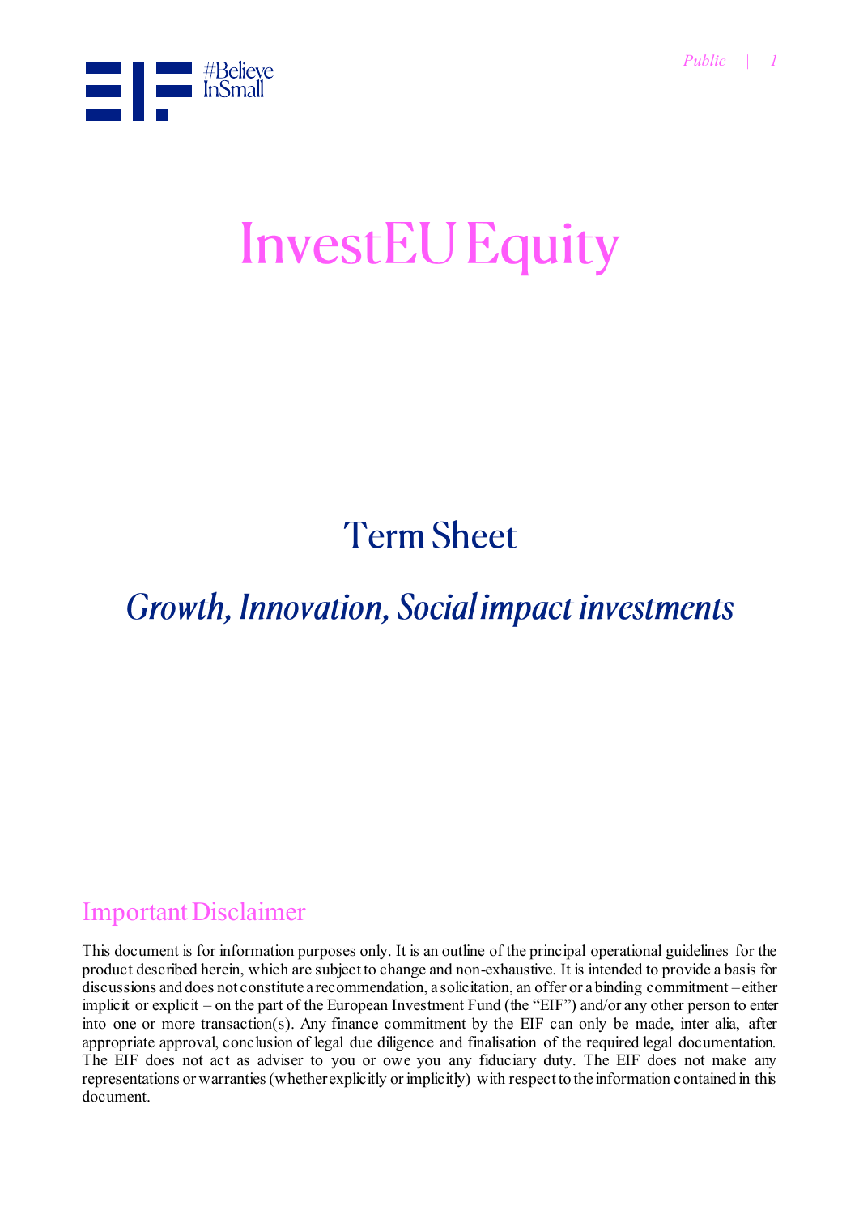# InvestEU Equity

## Term Sheet

## *Growth, Innovation, Social impact investments*

## Important Disclaimer

This document is for information purposes only. It is an outline of the principal operational guidelines for the product described herein, which are subject to change and non-exhaustive. It is intended to provide a basis for discussions and does not constitute a recommendation, a solicitation, an offer or a binding commitment – either implicit or explicit – on the part of the European Investment Fund (the "EIF") and/or any other person to enter into one or more transaction(s). Any finance commitment by the EIF can only be made, inter alia, after appropriate approval, conclusion of legal due diligence and finalisation of the required legal documentation. The EIF does not act as adviser to you or owe you any fiduciary duty. The EIF does not make any representations or warranties (whether explicitly or implicitly) with respect to the information contained in this document.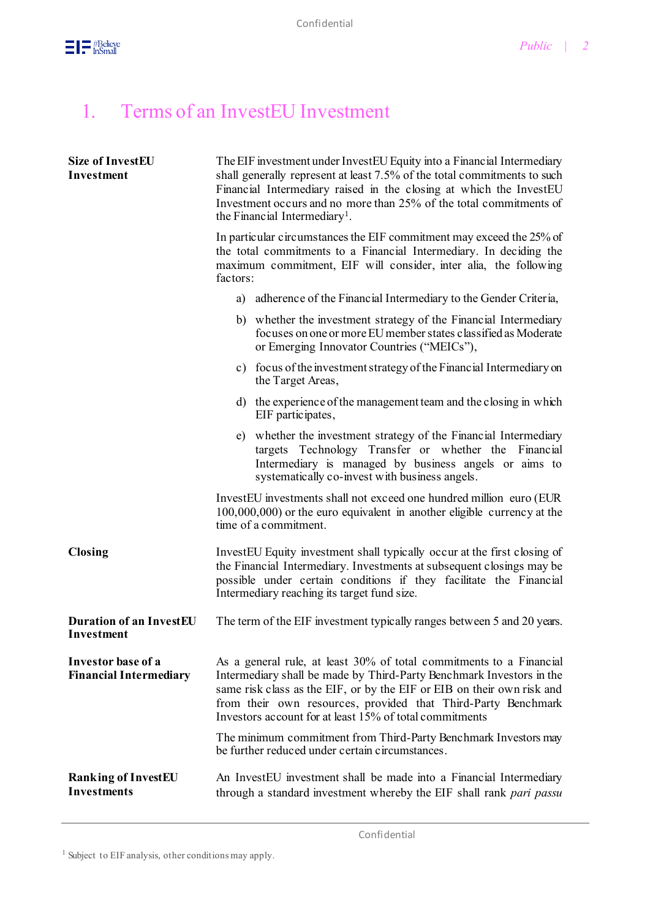# 1. Terms of an InvestEU Investment

**Size of InvestEU Investment**

The EIF investment under InvestEU Equity into a Financial Intermediary shall generally represent at least 7.5% of the total commitments to such Financial Intermediary raised in the closing at which the InvestEU Investment occurs and no more than 25% of the total commitments of the Financial Intermediary[1].

In particular circumstances the EIF commitment may exceed the 25% of the total commitments to a Financial Intermediary. In deciding the maximum commitment, EIF will consider, inter alia, the following factors:

a) adherence of the Financial Intermediary to the Gender Criteria,

b) whether the investment strategy of the Financial Intermediary focuses on one or more EU member states classified as Moderate or Emerging Innovator Countries ("MEICs"),

c) focus of the investment strategy of the Financial Intermediary on the Target Areas,

d) the experience of the management team and the closing in which EIF participates,

e) whether the investment strategy of the Financial Intermediary targets Technology Transfer or whether the Financial Intermediary is managed by business angels or aims to systematically co-invest with business angels.

InvestEU investments shall not exceed one hundred million euro (EUR 100,000,000) or the euro equivalent in another eligible currency at the time of a commitment.

**Closing**

InvestEU Equity investment shall typically occur at the first closing of the Financial Intermediary. Investments at subsequent closings may be possible under certain conditions if they facilitate the Financial Intermediary reaching its target fund size.

**Duration of an InvestEU Investment**

The term of the EIF investment typically ranges between 5 and 20 years.

**Investor base of a Financial Intermediary**

As a general rule, at least 30% of total commitments to a Financial Intermediary shall be made by Third-Party Benchmark Investors in the same risk class as the EIF, or by the EIF or EIB on their own risk and from their own resources, provided that Third-Party Benchmark Investors account for at least 15% of total commitments

The minimum commitment from Third-Party Benchmark Investors may be further reduced under certain circumstances.

**Ranking of InvestEU Investments**

An InvestEU investment shall be made into a Financial Intermediary through a standard investment whereby the EIF shall rank *pari passu*

[1] Subject to EIF analysis, other conditions may apply.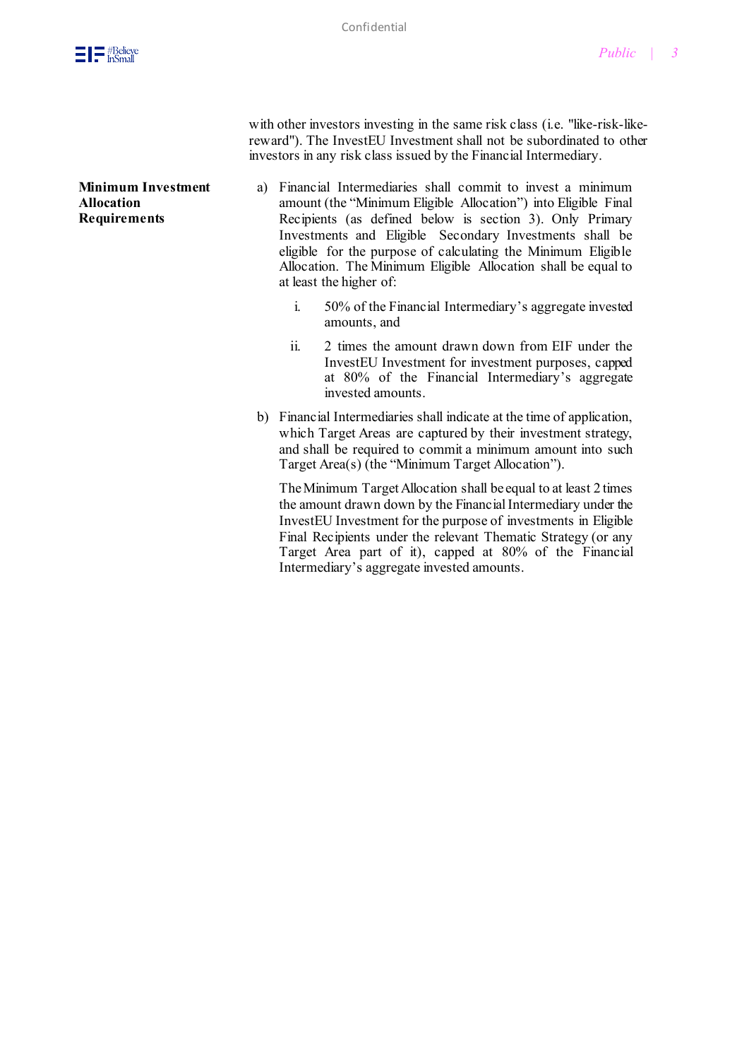with other investors investing in the same risk class (i.e. "like-risk-like-reward"). The InvestEU Investment shall not be subordinated to other investors in any risk class issued by the Financial Intermediary.

**Minimum Investment Allocation Requirements**

a) Financial Intermediaries shall commit to invest a minimum amount (the "Minimum Eligible Allocation") into Eligible Final Recipients (as defined below is section 3). Only Primary Investments and Eligible Secondary Investments shall be eligible for the purpose of calculating the Minimum Eligible Allocation. The Minimum Eligible Allocation shall be equal to at least the higher of:

   i. 50% of the Financial Intermediary's aggregate invested amounts, and

   ii. 2 times the amount drawn down from EIF under the InvestEU Investment for investment purposes, capped at 80% of the Financial Intermediary's aggregate invested amounts.

b) Financial Intermediaries shall indicate at the time of application, which Target Areas are captured by their investment strategy, and shall be required to commit a minimum amount into such Target Area(s) (the "Minimum Target Allocation").

   The Minimum Target Allocation shall be equal to at least 2 times the amount drawn down by the Financial Intermediary under the InvestEU Investment for the purpose of investments in Eligible Final Recipients under the relevant Thematic Strategy (or any Target Area part of it), capped at 80% of the Financial Intermediary's aggregate invested amounts.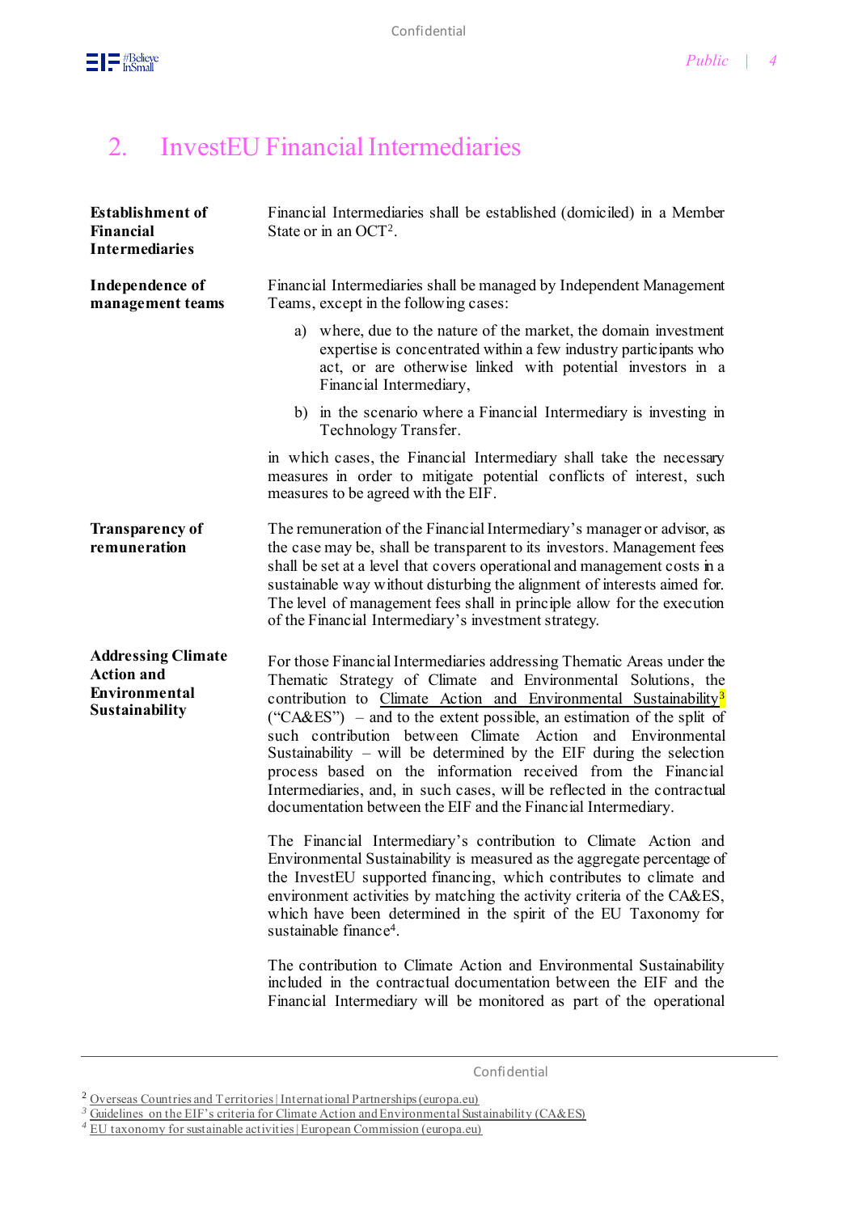## 2. InvestEU Financial Intermediaries

| | |
|---|---|
| **Establishment of Financial Intermediaries** | Financial Intermediaries shall be established (domiciled) in a Member State or in an OCT[2]. |
| **Independence of management teams** | Financial Intermediaries shall be managed by Independent Management Teams, except in the following cases:<br><br>a) where, due to the nature of the market, the domain investment expertise is concentrated within a few industry participants who act, or are otherwise linked with potential investors in a Financial Intermediary,<br><br>b) in the scenario where a Financial Intermediary is investing in Technology Transfer.<br><br>in which cases, the Financial Intermediary shall take the necessary measures in order to mitigate potential conflicts of interest, such measures to be agreed with the EIF. |
| **Transparency of remuneration** | The remuneration of the Financial Intermediary's manager or advisor, as the case may be, shall be transparent to its investors. Management fees shall be set at a level that covers operational and management costs in a sustainable way without disturbing the alignment of interests aimed for. The level of management fees shall in principle allow for the execution of the Financial Intermediary's investment strategy. |
| **Addressing Climate Action and Environmental Sustainability** | For those Financial Intermediaries addressing Thematic Areas under the Thematic Strategy of Climate and Environmental Solutions, the contribution to Climate Action and Environmental Sustainability[3] ("CA&ES") – and to the extent possible, an estimation of the split of such contribution between Climate Action and Environmental Sustainability – will be determined by the EIF during the selection process based on the information received from the Financial Intermediaries, and, in such cases, will be reflected in the contractual documentation between the EIF and the Financial Intermediary.<br><br>The Financial Intermediary's contribution to Climate Action and Environmental Sustainability is measured as the aggregate percentage of the InvestEU supported financing, which contributes to climate and environment activities by matching the activity criteria of the CA&ES, which have been determined in the spirit of the EU Taxonomy for sustainable finance[4].<br><br>The contribution to Climate Action and Environmental Sustainability included in the contractual documentation between the EIF and the Financial Intermediary will be monitored as part of the operational |

[2] Overseas Countries and Territories | International Partnerships (europa.eu)

[3] Guidelines on the EIF's criteria for Climate Action and Environmental Sustainability (CA&ES)

[4] EU taxonomy for sustainable activities | European Commission (europa.eu)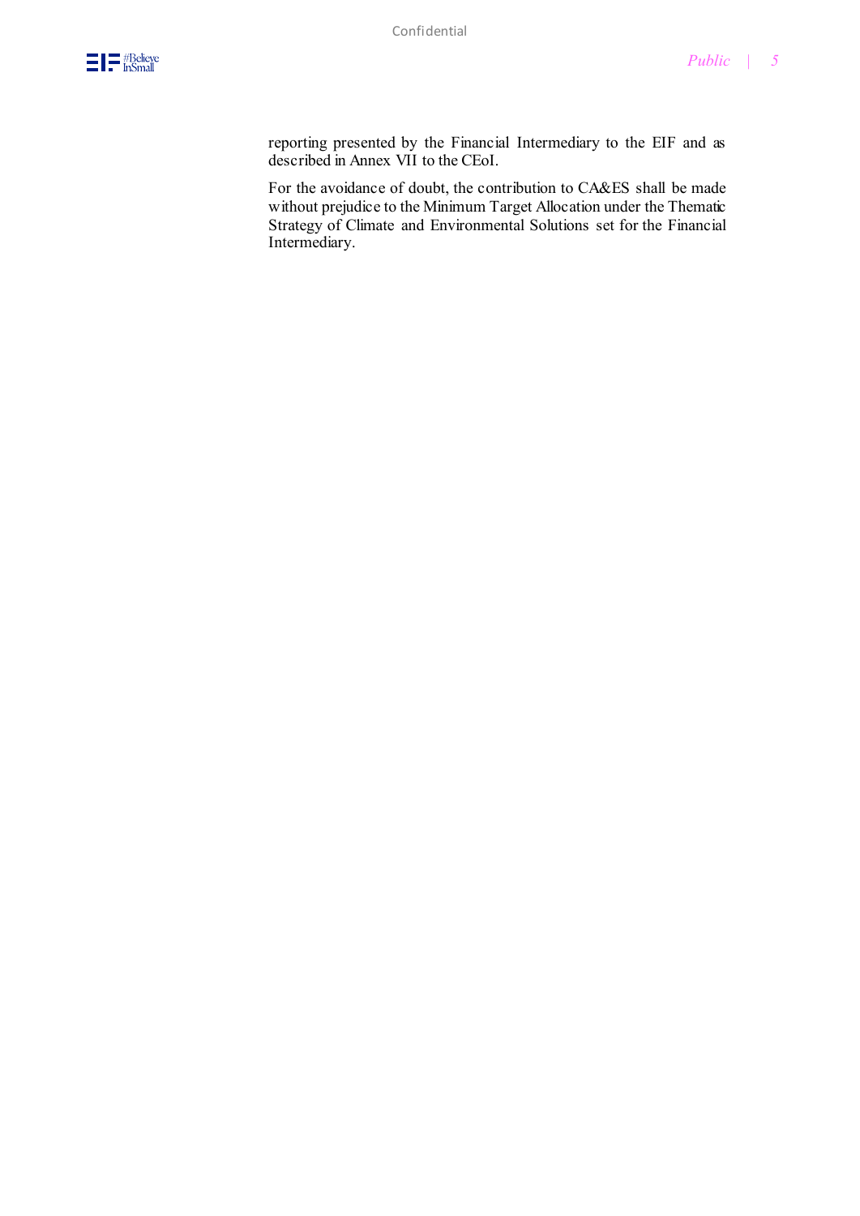reporting presented by the Financial Intermediary to the EIF and as described in Annex VII to the CEoI.

For the avoidance of doubt, the contribution to CA&ES shall be made without prejudice to the Minimum Target Allocation under the Thematic Strategy of Climate and Environmental Solutions set for the Financial Intermediary.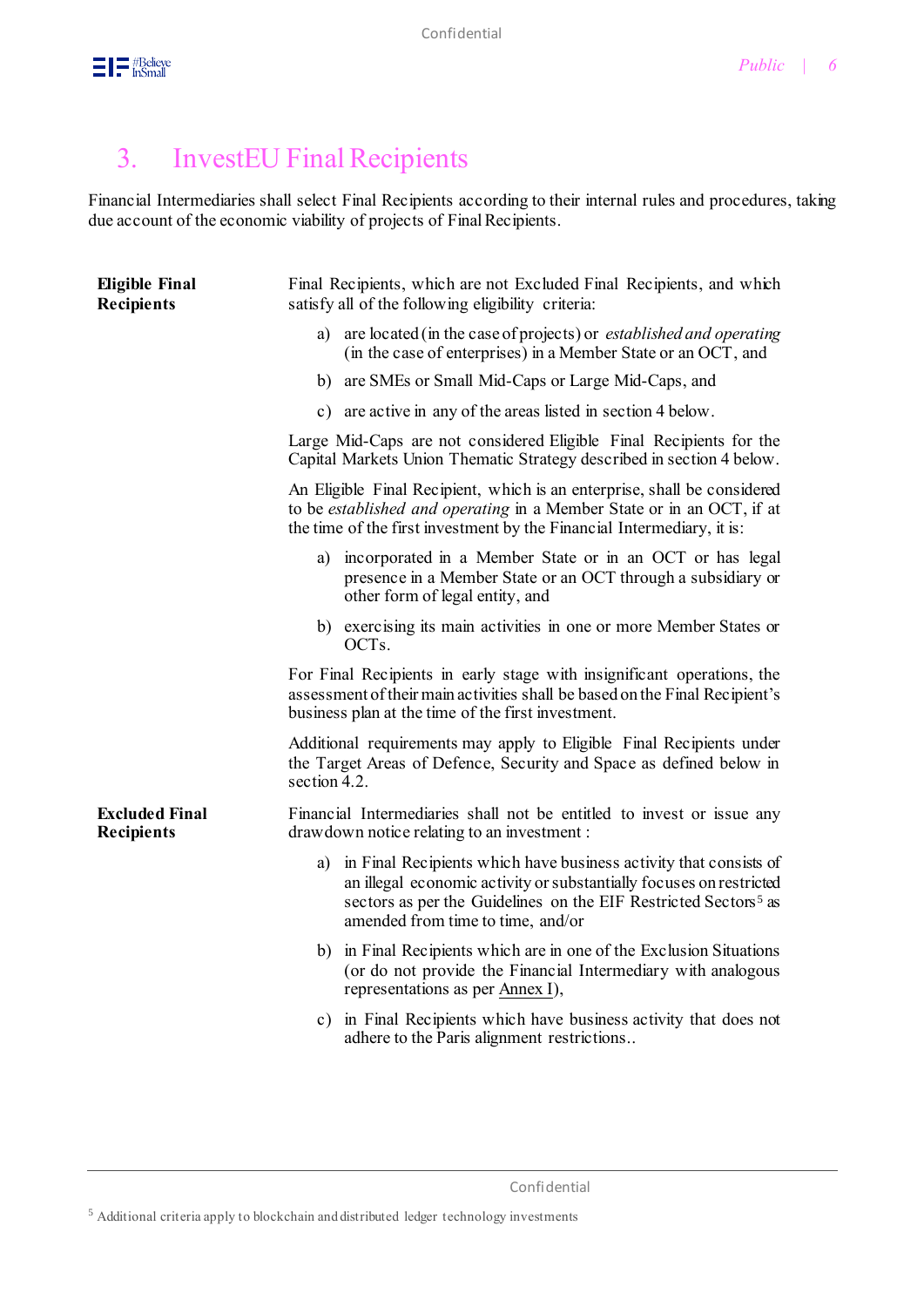## 3. InvestEU Final Recipients

Financial Intermediaries shall select Final Recipients according to their internal rules and procedures, taking due account of the economic viability of projects of Final Recipients.

**Eligible Final Recipients**

Final Recipients, which are not Excluded Final Recipients, and which satisfy all of the following eligibility criteria:

a) are located (in the case of projects) or *established and operating* (in the case of enterprises) in a Member State or an OCT, and

b) are SMEs or Small Mid-Caps or Large Mid-Caps, and

c) are active in any of the areas listed in section 4 below.

Large Mid-Caps are not considered Eligible Final Recipients for the Capital Markets Union Thematic Strategy described in section 4 below.

An Eligible Final Recipient, which is an enterprise, shall be considered to be *established and operating* in a Member State or in an OCT, if at the time of the first investment by the Financial Intermediary, it is:

a) incorporated in a Member State or in an OCT or has legal presence in a Member State or an OCT through a subsidiary or other form of legal entity, and

b) exercising its main activities in one or more Member States or OCTs.

For Final Recipients in early stage with insignificant operations, the assessment of their main activities shall be based on the Final Recipient's business plan at the time of the first investment.

Additional requirements may apply to Eligible Final Recipients under the Target Areas of Defence, Security and Space as defined below in section 4.2.

**Excluded Final Recipients**

Financial Intermediaries shall not be entitled to invest or issue any drawdown notice relating to an investment :

a) in Final Recipients which have business activity that consists of an illegal economic activity or substantially focuses on restricted sectors as per the Guidelines on the EIF Restricted Sectors[5] as amended from time to time, and/or

b) in Final Recipients which are in one of the Exclusion Situations (or do not provide the Financial Intermediary with analogous representations as per Annex I),

c) in Final Recipients which have business activity that does not adhere to the Paris alignment restrictions..

[5] Additional criteria apply to blockchain and distributed ledger technology investments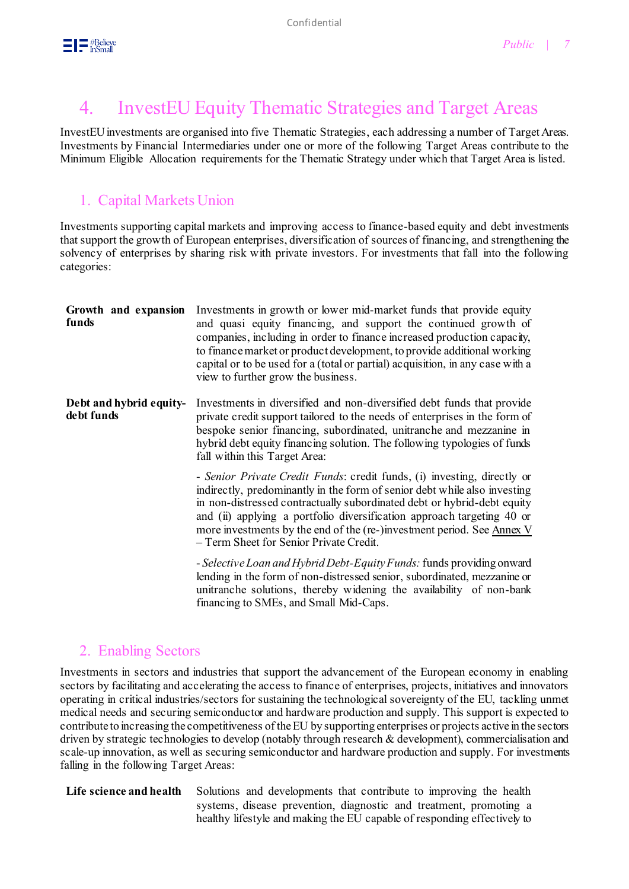# 4. InvestEU Equity Thematic Strategies and Target Areas

InvestEU investments are organised into five Thematic Strategies, each addressing a number of Target Areas. Investments by Financial Intermediaries under one or more of the following Target Areas contribute to the Minimum Eligible Allocation requirements for the Thematic Strategy under which that Target Area is listed.

## 1. Capital Markets Union

Investments supporting capital markets and improving access to finance-based equity and debt investments that support the growth of European enterprises, diversification of sources of financing, and strengthening the solvency of enterprises by sharing risk with private investors. For investments that fall into the following categories:

| | |
|---|---|
| **Growth and expansion funds** | Investments in growth or lower mid-market funds that provide equity and quasi equity financing, and support the continued growth of companies, including in order to finance increased production capacity, to finance market or product development, to provide additional working capital or to be used for a (total or partial) acquisition, in any case with a view to further grow the business. |
| **Debt and hybrid equity-debt funds** | Investments in diversified and non-diversified debt funds that provide private credit support tailored to the needs of enterprises in the form of bespoke senior financing, subordinated, unitranche and mezzanine in hybrid debt equity financing solution. The following typologies of funds fall within this Target Area:<br><br>- *Senior Private Credit Funds*: credit funds, (i) investing, directly or indirectly, predominantly in the form of senior debt while also investing in non-distressed contractually subordinated debt or hybrid-debt equity and (ii) applying a portfolio diversification approach targeting 40 or more investments by the end of the (re-)investment period. See Annex V – Term Sheet for Senior Private Credit.<br><br>- *Selective Loan and Hybrid Debt-Equity Funds:* funds providing onward lending in the form of non-distressed senior, subordinated, mezzanine or unitranche solutions, thereby widening the availability of non-bank financing to SMEs, and Small Mid-Caps. |

## 2. Enabling Sectors

Investments in sectors and industries that support the advancement of the European economy in enabling sectors by facilitating and accelerating the access to finance of enterprises, projects, initiatives and innovators operating in critical industries/sectors for sustaining the technological sovereignty of the EU, tackling unmet medical needs and securing semiconductor and hardware production and supply. This support is expected to contribute to increasing the competitiveness of the EU by supporting enterprises or projects active in the sectors driven by strategic technologies to develop (notably through research & development), commercialisation and scale-up innovation, as well as securing semiconductor and hardware production and supply. For investments falling in the following Target Areas:

| | |
|---|---|
| **Life science and health** | Solutions and developments that contribute to improving the health systems, disease prevention, diagnostic and treatment, promoting a healthy lifestyle and making the EU capable of responding effectively to |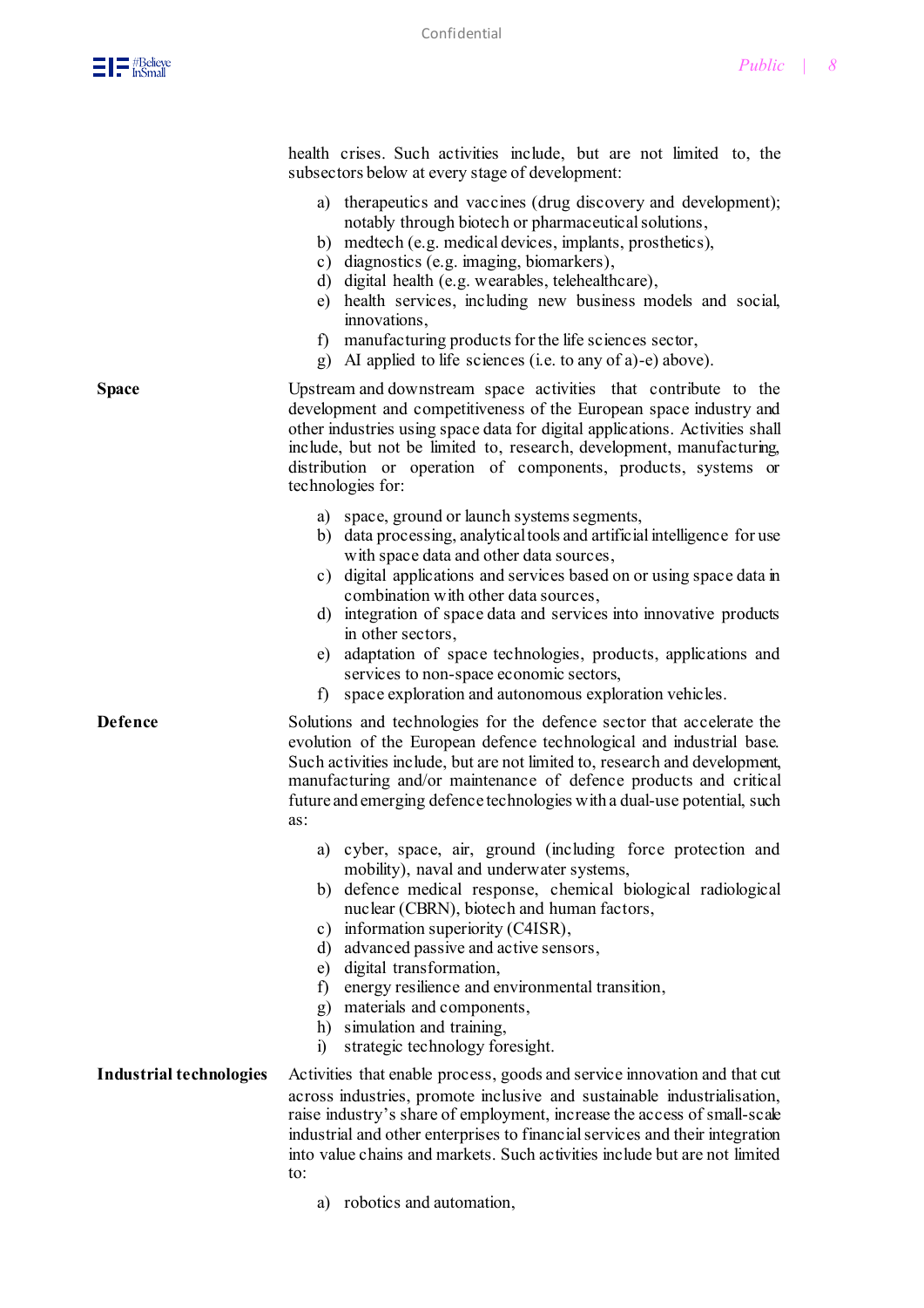health crises. Such activities include, but are not limited to, the subsectors below at every stage of development:

a) therapeutics and vaccines (drug discovery and development); notably through biotech or pharmaceutical solutions,
b) medtech (e.g. medical devices, implants, prosthetics),
c) diagnostics (e.g. imaging, biomarkers),
d) digital health (e.g. wearables, telehealthcare),
e) health services, including new business models and social, innovations,
f) manufacturing products for the life sciences sector,
g) AI applied to life sciences (i.e. to any of a)-e) above).

**Space**

Upstream and downstream space activities that contribute to the development and competitiveness of the European space industry and other industries using space data for digital applications. Activities shall include, but not be limited to, research, development, manufacturing, distribution or operation of components, products, systems or technologies for:

a) space, ground or launch systems segments,
b) data processing, analytical tools and artificial intelligence for use with space data and other data sources,
c) digital applications and services based on or using space data in combination with other data sources,
d) integration of space data and services into innovative products in other sectors,
e) adaptation of space technologies, products, applications and services to non-space economic sectors,
f) space exploration and autonomous exploration vehicles.

**Defence**

Solutions and technologies for the defence sector that accelerate the evolution of the European defence technological and industrial base. Such activities include, but are not limited to, research and development, manufacturing and/or maintenance of defence products and critical future and emerging defence technologies with a dual-use potential, such as:

a) cyber, space, air, ground (including force protection and mobility), naval and underwater systems,
b) defence medical response, chemical biological radiological nuclear (CBRN), biotech and human factors,
c) information superiority (C4ISR),
d) advanced passive and active sensors,
e) digital transformation,
f) energy resilience and environmental transition,
g) materials and components,
h) simulation and training,
i) strategic technology foresight.

**Industrial technologies**

Activities that enable process, goods and service innovation and that cut across industries, promote inclusive and sustainable industrialisation, raise industry's share of employment, increase the access of small-scale industrial and other enterprises to financial services and their integration into value chains and markets. Such activities include but are not limited to:

a) robotics and automation,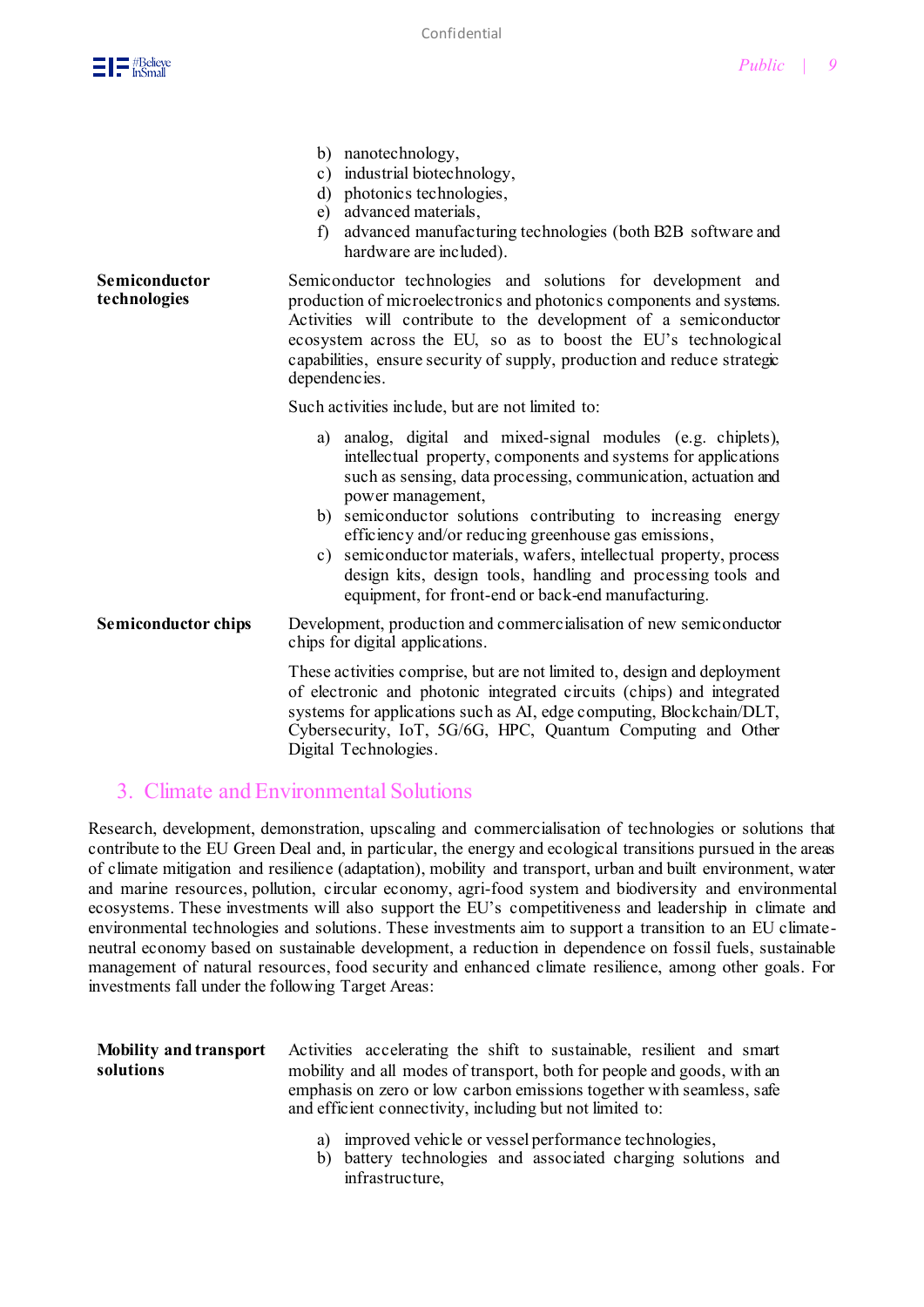b) nanotechnology,
c) industrial biotechnology,
d) photonics technologies,
e) advanced materials,
f) advanced manufacturing technologies (both B2B software and hardware are included).

| | |
|---|---|
| **Semiconductor technologies** | Semiconductor technologies and solutions for development and production of microelectronics and photonics components and systems. Activities will contribute to the development of a semiconductor ecosystem across the EU, so as to boost the EU's technological capabilities, ensure security of supply, production and reduce strategic dependencies.<br><br>Such activities include, but are not limited to:<br><br>a) analog, digital and mixed-signal modules (e.g. chiplets), intellectual property, components and systems for applications such as sensing, data processing, communication, actuation and power management,<br>b) semiconductor solutions contributing to increasing energy efficiency and/or reducing greenhouse gas emissions,<br>c) semiconductor materials, wafers, intellectual property, process design kits, design tools, handling and processing tools and equipment, for front-end or back-end manufacturing. |
| **Semiconductor chips** | Development, production and commercialisation of new semiconductor chips for digital applications.<br><br>These activities comprise, but are not limited to, design and deployment of electronic and photonic integrated circuits (chips) and integrated systems for applications such as AI, edge computing, Blockchain/DLT, Cybersecurity, IoT, 5G/6G, HPC, Quantum Computing and Other Digital Technologies. |

## 3. Climate and Environmental Solutions

Research, development, demonstration, upscaling and commercialisation of technologies or solutions that contribute to the EU Green Deal and, in particular, the energy and ecological transitions pursued in the areas of climate mitigation and resilience (adaptation), mobility and transport, urban and built environment, water and marine resources, pollution, circular economy, agri-food system and biodiversity and environmental ecosystems. These investments will also support the EU's competitiveness and leadership in climate and environmental technologies and solutions. These investments aim to support a transition to an EU climate-neutral economy based on sustainable development, a reduction in dependence on fossil fuels, sustainable management of natural resources, food security and enhanced climate resilience, among other goals. For investments fall under the following Target Areas:

| | |
|---|---|
| **Mobility and transport solutions** | Activities accelerating the shift to sustainable, resilient and smart mobility and all modes of transport, both for people and goods, with an emphasis on zero or low carbon emissions together with seamless, safe and efficient connectivity, including but not limited to:<br><br>a) improved vehicle or vessel performance technologies,<br>b) battery technologies and associated charging solutions and infrastructure, |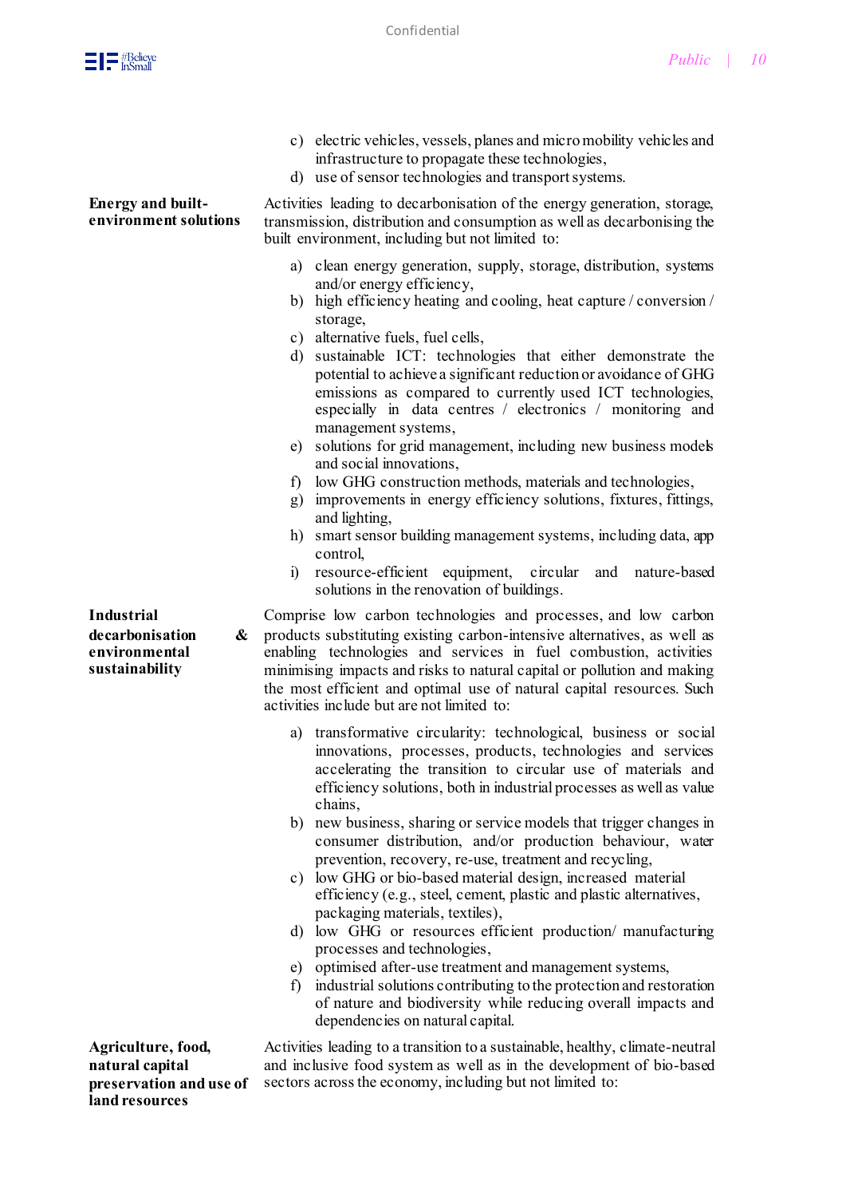c) electric vehicles, vessels, planes and micro mobility vehicles and infrastructure to propagate these technologies,
d) use of sensor technologies and transport systems.

| | |
|---|---|
| **Energy and built-environment solutions** | Activities leading to decarbonisation of the energy generation, storage, transmission, distribution and consumption as well as decarbonising the built environment, including but not limited to:<br><br>a) clean energy generation, supply, storage, distribution, systems and/or energy efficiency,<br>b) high efficiency heating and cooling, heat capture / conversion / storage,<br>c) alternative fuels, fuel cells,<br>d) sustainable ICT: technologies that either demonstrate the potential to achieve a significant reduction or avoidance of GHG emissions as compared to currently used ICT technologies, especially in data centres / electronics / monitoring and management systems,<br>e) solutions for grid management, including new business models and social innovations,<br>f) low GHG construction methods, materials and technologies,<br>g) improvements in energy efficiency solutions, fixtures, fittings, and lighting,<br>h) smart sensor building management systems, including data, app control,<br>i) resource-efficient equipment, circular and nature-based solutions in the renovation of buildings. |
| **Industrial decarbonisation & environmental sustainability** | Comprise low carbon technologies and processes, and low carbon products substituting existing carbon-intensive alternatives, as well as enabling technologies and services in fuel combustion, activities minimising impacts and risks to natural capital or pollution and making the most efficient and optimal use of natural capital resources. Such activities include but are not limited to:<br><br>a) transformative circularity: technological, business or social innovations, processes, products, technologies and services accelerating the transition to circular use of materials and efficiency solutions, both in industrial processes as well as value chains,<br>b) new business, sharing or service models that trigger changes in consumer distribution, and/or production behaviour, water prevention, recovery, re-use, treatment and recycling,<br>c) low GHG or bio-based material design, increased material efficiency (e.g., steel, cement, plastic and plastic alternatives, packaging materials, textiles),<br>d) low GHG or resources efficient production/ manufacturing processes and technologies,<br>e) optimised after-use treatment and management systems,<br>f) industrial solutions contributing to the protection and restoration of nature and biodiversity while reducing overall impacts and dependencies on natural capital. |
| **Agriculture, food, natural capital preservation and use of land resources** | Activities leading to a transition to a sustainable, healthy, climate-neutral and inclusive food system as well as in the development of bio-based sectors across the economy, including but not limited to: |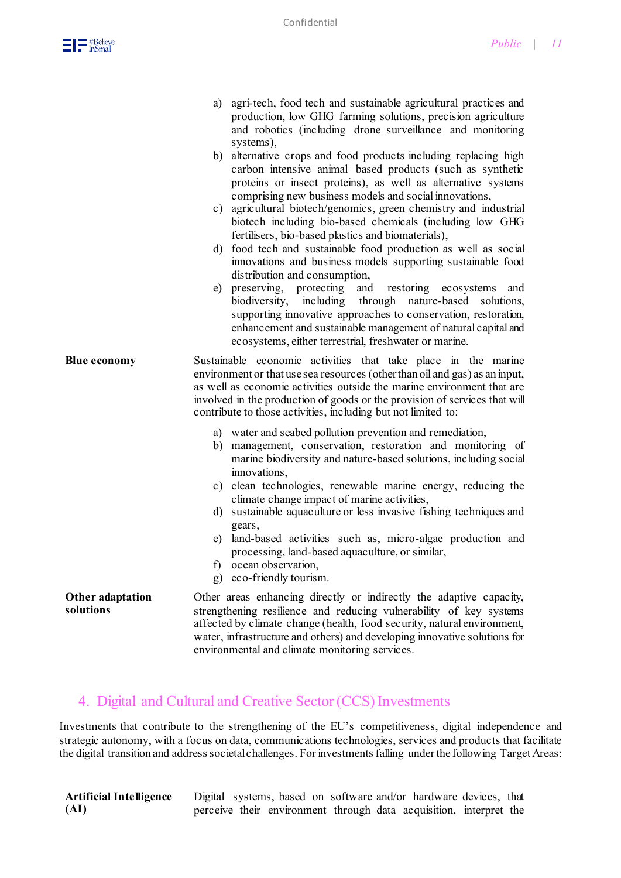| | |
|---|---|
| | a) agri-tech, food tech and sustainable agricultural practices and production, low GHG farming solutions, precision agriculture and robotics (including drone surveillance and monitoring systems),<br>b) alternative crops and food products including replacing high carbon intensive animal based products (such as synthetic proteins or insect proteins), as well as alternative systems comprising new business models and social innovations,<br>c) agricultural biotech/genomics, green chemistry and industrial biotech including bio-based chemicals (including low GHG fertilisers, bio-based plastics and biomaterials),<br>d) food tech and sustainable food production as well as social innovations and business models supporting sustainable food distribution and consumption,<br>e) preserving, protecting and restoring ecosystems and biodiversity, including through nature-based solutions, supporting innovative approaches to conservation, restoration, enhancement and sustainable management of natural capital and ecosystems, either terrestrial, freshwater or marine. |
| **Blue economy** | Sustainable economic activities that take place in the marine environment or that use sea resources (other than oil and gas) as an input, as well as economic activities outside the marine environment that are involved in the production of goods or the provision of services that will contribute to those activities, including but not limited to:<br>a) water and seabed pollution prevention and remediation,<br>b) management, conservation, restoration and monitoring of marine biodiversity and nature-based solutions, including social innovations,<br>c) clean technologies, renewable marine energy, reducing the climate change impact of marine activities,<br>d) sustainable aquaculture or less invasive fishing techniques and gears,<br>e) land-based activities such as, micro-algae production and processing, land-based aquaculture, or similar,<br>f) ocean observation,<br>g) eco-friendly tourism. |
| **Other adaptation solutions** | Other areas enhancing directly or indirectly the adaptive capacity, strengthening resilience and reducing vulnerability of key systems affected by climate change (health, food security, natural environment, water, infrastructure and others) and developing innovative solutions for environmental and climate monitoring services. |

## 4. Digital and Cultural and Creative Sector (CCS) Investments

Investments that contribute to the strengthening of the EU's competitiveness, digital independence and strategic autonomy, with a focus on data, communications technologies, services and products that facilitate the digital transition and address societal challenges. For investments falling under the following Target Areas:

| | |
|---|---|
| **Artificial Intelligence (AI)** | Digital systems, based on software and/or hardware devices, that perceive their environment through data acquisition, interpret the |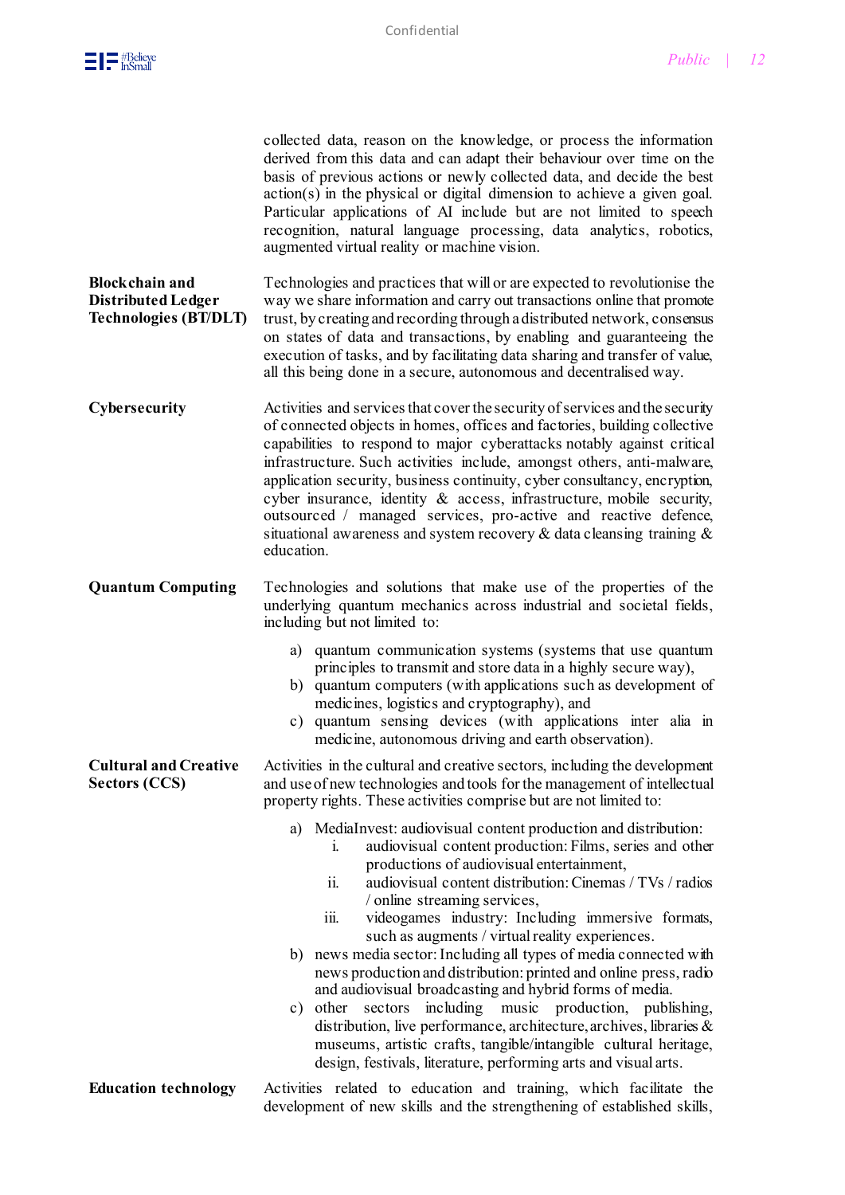| | |
|---|---|
| | collected data, reason on the knowledge, or process the information derived from this data and can adapt their behaviour over time on the basis of previous actions or newly collected data, and decide the best action(s) in the physical or digital dimension to achieve a given goal. Particular applications of AI include but are not limited to speech recognition, natural language processing, data analytics, robotics, augmented virtual reality or machine vision. |
| **Blockchain and Distributed Ledger Technologies (BT/DLT)** | Technologies and practices that will or are expected to revolutionise the way we share information and carry out transactions online that promote trust, by creating and recording through a distributed network, consensus on states of data and transactions, by enabling and guaranteeing the execution of tasks, and by facilitating data sharing and transfer of value, all this being done in a secure, autonomous and decentralised way. |
| **Cybersecurity** | Activities and services that cover the security of services and the security of connected objects in homes, offices and factories, building collective capabilities to respond to major cyberattacks notably against critical infrastructure. Such activities include, amongst others, anti-malware, application security, business continuity, cyber consultancy, encryption, cyber insurance, identity & access, infrastructure, mobile security, outsourced / managed services, pro-active and reactive defence, situational awareness and system recovery & data cleansing training & education. |
| **Quantum Computing** | Technologies and solutions that make use of the properties of the underlying quantum mechanics across industrial and societal fields, including but not limited to:<br>a) quantum communication systems (systems that use quantum principles to transmit and store data in a highly secure way),<br>b) quantum computers (with applications such as development of medicines, logistics and cryptography), and<br>c) quantum sensing devices (with applications inter alia in medicine, autonomous driving and earth observation). |
| **Cultural and Creative Sectors (CCS)** | Activities in the cultural and creative sectors, including the development and use of new technologies and tools for the management of intellectual property rights. These activities comprise but are not limited to:<br>a) MediaInvest: audiovisual content production and distribution:<br>i. audiovisual content production: Films, series and other productions of audiovisual entertainment,<br>ii. audiovisual content distribution: Cinemas / TVs / radios / online streaming services,<br>iii. videogames industry: Including immersive formats, such as augments / virtual reality experiences.<br>b) news media sector: Including all types of media connected with news production and distribution: printed and online press, radio and audiovisual broadcasting and hybrid forms of media.<br>c) other sectors including music production, publishing, distribution, live performance, architecture, archives, libraries & museums, artistic crafts, tangible/intangible cultural heritage, design, festivals, literature, performing arts and visual arts. |
| **Education technology** | Activities related to education and training, which facilitate the development of new skills and the strengthening of established skills, |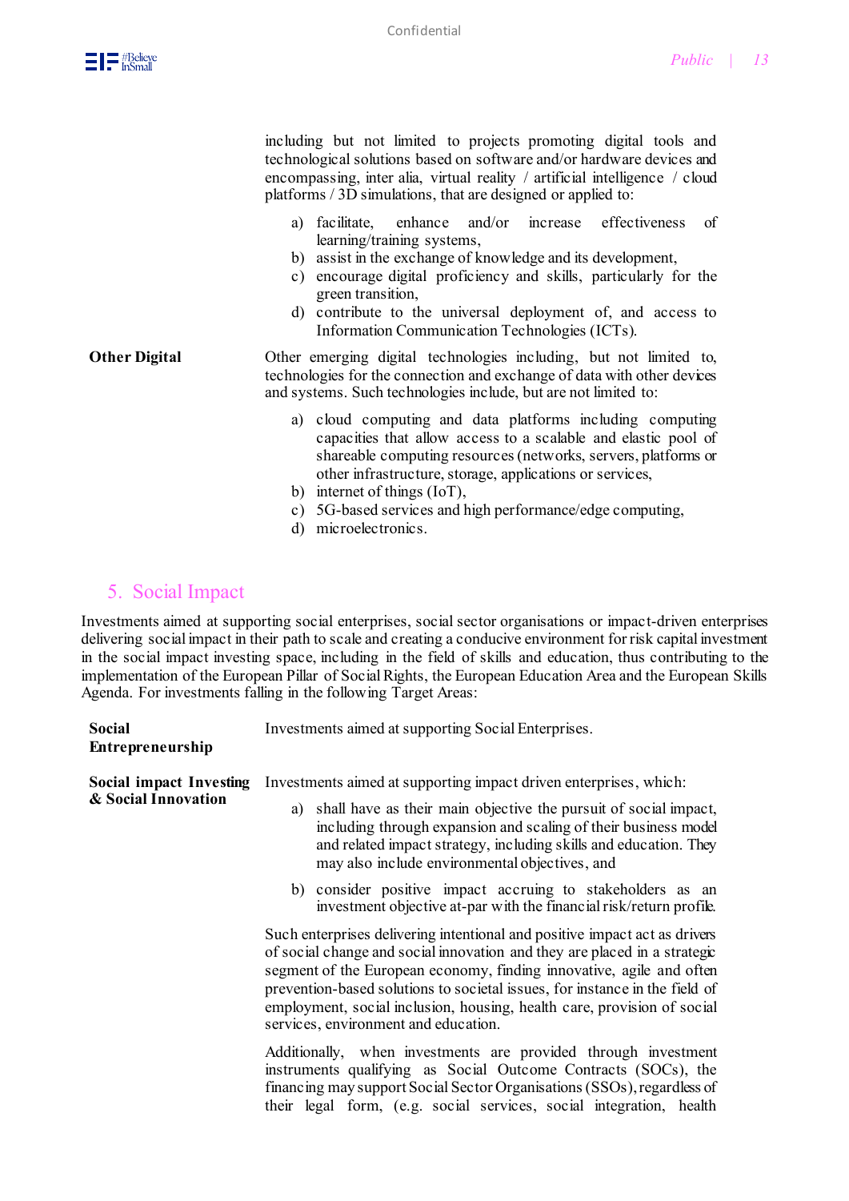including but not limited to projects promoting digital tools and technological solutions based on software and/or hardware devices and encompassing, inter alia, virtual reality / artificial intelligence / cloud platforms / 3D simulations, that are designed or applied to:

a) facilitate, enhance and/or increase effectiveness of learning/training systems,
b) assist in the exchange of knowledge and its development,
c) encourage digital proficiency and skills, particularly for the green transition,
d) contribute to the universal deployment of, and access to Information Communication Technologies (ICTs).

**Other Digital**

Other emerging digital technologies including, but not limited to, technologies for the connection and exchange of data with other devices and systems. Such technologies include, but are not limited to:

a) cloud computing and data platforms including computing capacities that allow access to a scalable and elastic pool of shareable computing resources (networks, servers, platforms or other infrastructure, storage, applications or services,
b) internet of things (IoT),
c) 5G-based services and high performance/edge computing,
d) microelectronics.

## 5. Social Impact

Investments aimed at supporting social enterprises, social sector organisations or impact-driven enterprises delivering social impact in their path to scale and creating a conducive environment for risk capital investment in the social impact investing space, including in the field of skills and education, thus contributing to the implementation of the European Pillar of Social Rights, the European Education Area and the European Skills Agenda. For investments falling in the following Target Areas:

**Social Entrepreneurship**

Investments aimed at supporting Social Enterprises.

**Social impact Investing & Social Innovation**

Investments aimed at supporting impact driven enterprises, which:

a) shall have as their main objective the pursuit of social impact, including through expansion and scaling of their business model and related impact strategy, including skills and education. They may also include environmental objectives, and

b) consider positive impact accruing to stakeholders as an investment objective at-par with the financial risk/return profile.

Such enterprises delivering intentional and positive impact act as drivers of social change and social innovation and they are placed in a strategic segment of the European economy, finding innovative, agile and often prevention-based solutions to societal issues, for instance in the field of employment, social inclusion, housing, health care, provision of social services, environment and education.

Additionally, when investments are provided through investment instruments qualifying as Social Outcome Contracts (SOCs), the financing may support Social Sector Organisations (SSOs), regardless of their legal form, (e.g. social services, social integration, health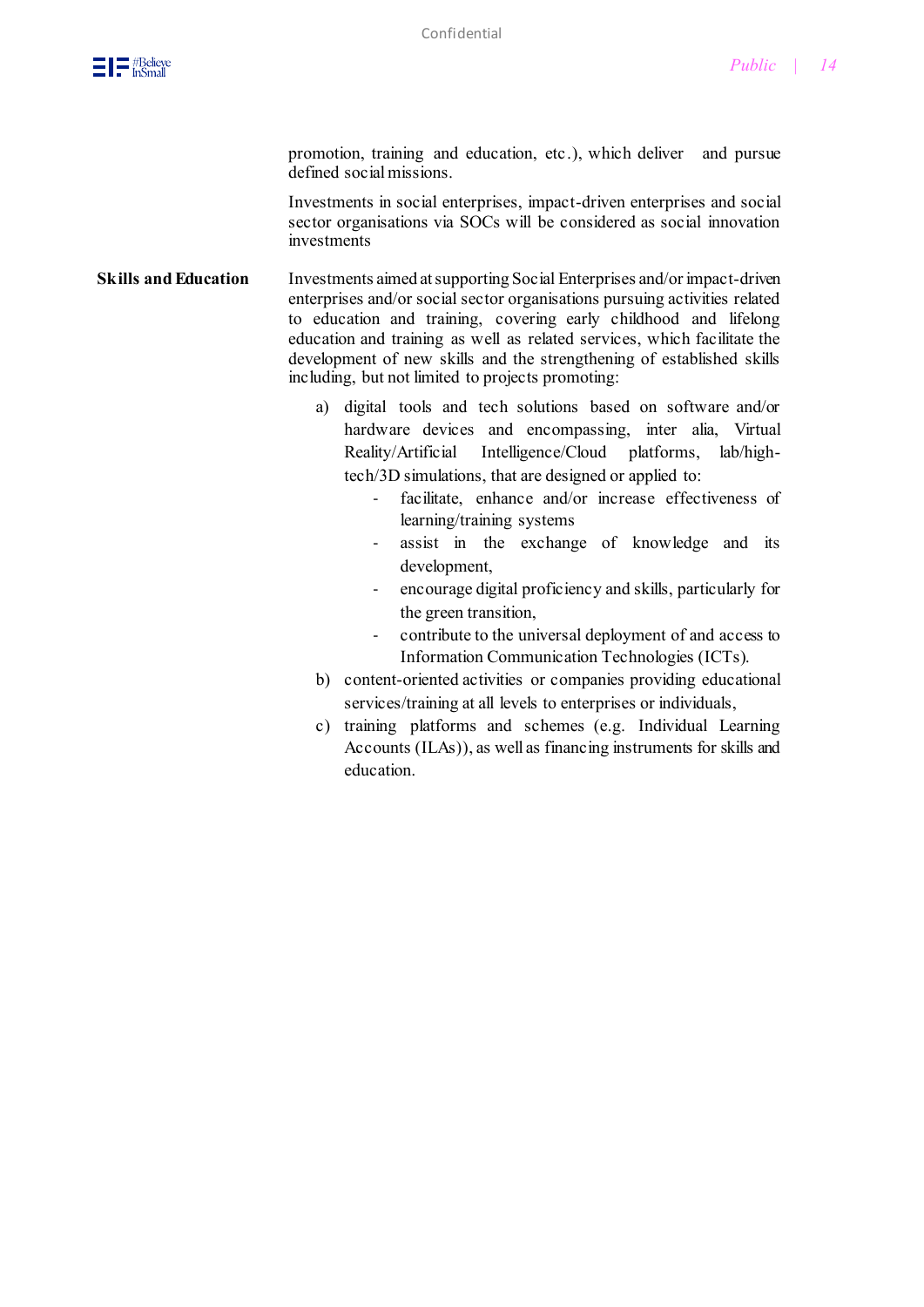promotion, training and education, etc.), which deliver and pursue defined social missions.

Investments in social enterprises, impact-driven enterprises and social sector organisations via SOCs will be considered as social innovation investments

| | |
|---|---|
| **Skills and Education** | Investments aimed at supporting Social Enterprises and/or impact-driven enterprises and/or social sector organisations pursuing activities related to education and training, covering early childhood and lifelong education and training as well as related services, which facilitate the development of new skills and the strengthening of established skills including, but not limited to projects promoting: |

a) digital tools and tech solutions based on software and/or hardware devices and encompassing, inter alia, Virtual Reality/Artificial Intelligence/Cloud platforms, lab/high-tech/3D simulations, that are designed or applied to:
   - facilitate, enhance and/or increase effectiveness of learning/training systems
   - assist in the exchange of knowledge and its development,
   - encourage digital proficiency and skills, particularly for the green transition,
   - contribute to the universal deployment of and access to Information Communication Technologies (ICTs).

b) content-oriented activities or companies providing educational services/training at all levels to enterprises or individuals,

c) training platforms and schemes (e.g. Individual Learning Accounts (ILAs)), as well as financing instruments for skills and education.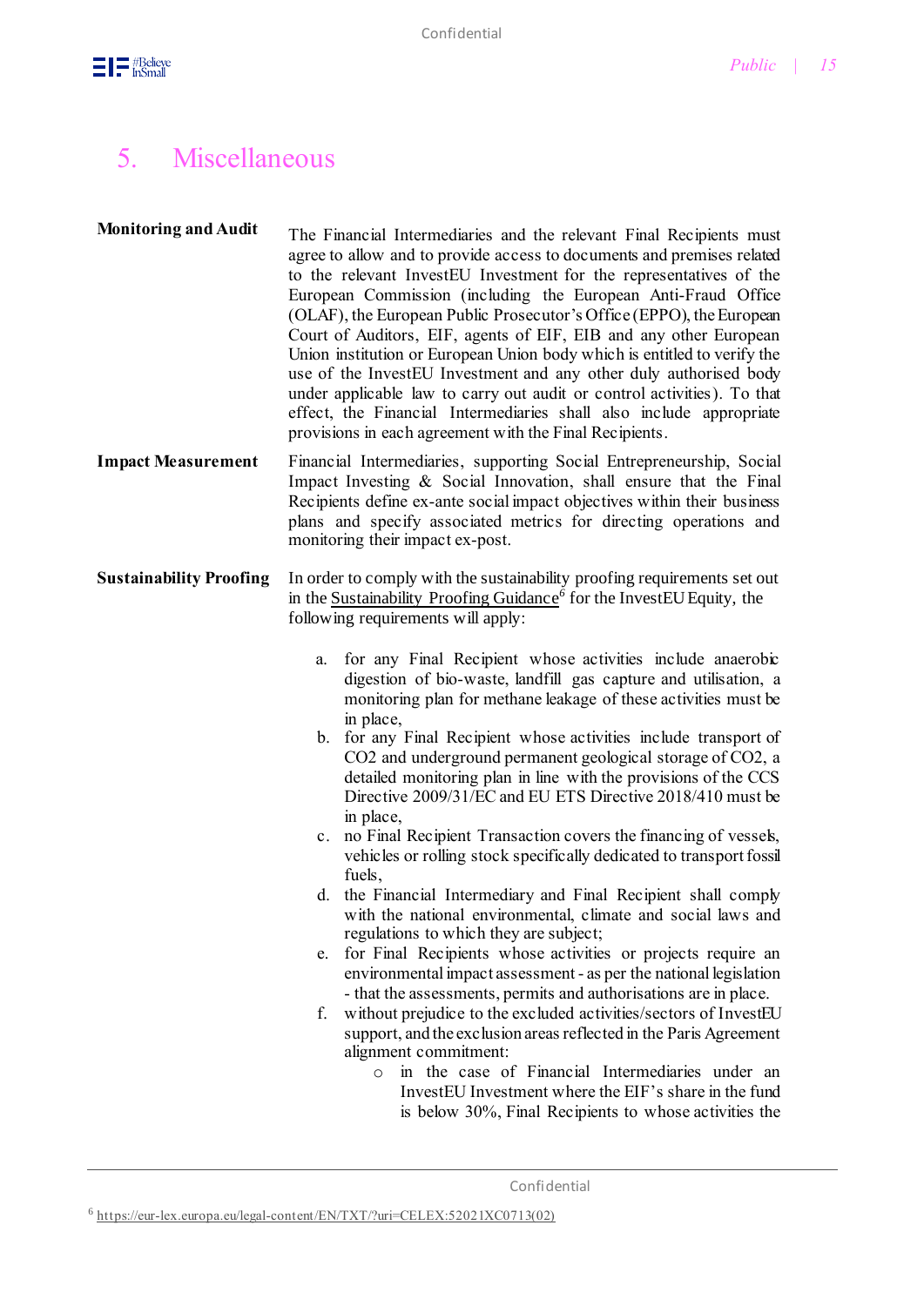## 5. Miscellaneous

**Monitoring and Audit**

The Financial Intermediaries and the relevant Final Recipients must agree to allow and to provide access to documents and premises related to the relevant InvestEU Investment for the representatives of the European Commission (including the European Anti-Fraud Office (OLAF), the European Public Prosecutor's Office (EPPO), the European Court of Auditors, EIF, agents of EIF, EIB and any other European Union institution or European Union body which is entitled to verify the use of the InvestEU Investment and any other duly authorised body under applicable law to carry out audit or control activities). To that effect, the Financial Intermediaries shall also include appropriate provisions in each agreement with the Final Recipients.

**Impact Measurement**

Financial Intermediaries, supporting Social Entrepreneurship, Social Impact Investing & Social Innovation, shall ensure that the Final Recipients define ex-ante social impact objectives within their business plans and specify associated metrics for directing operations and monitoring their impact ex-post.

**Sustainability Proofing**

In order to comply with the sustainability proofing requirements set out in the Sustainability Proofing Guidance[6] for the InvestEU Equity, the following requirements will apply:

a. for any Final Recipient whose activities include anaerobic digestion of bio-waste, landfill gas capture and utilisation, a monitoring plan for methane leakage of these activities must be in place,
b. for any Final Recipient whose activities include transport of $CO_2$ and underground permanent geological storage of $CO_2$, a detailed monitoring plan in line with the provisions of the CCS Directive 2009/31/EC and EU ETS Directive 2018/410 must be in place,
c. no Final Recipient Transaction covers the financing of vessels, vehicles or rolling stock specifically dedicated to transport fossil fuels,
d. the Financial Intermediary and Final Recipient shall comply with the national environmental, climate and social laws and regulations to which they are subject;
e. for Final Recipients whose activities or projects require an environmental impact assessment - as per the national legislation - that the assessments, permits and authorisations are in place.
f. without prejudice to the excluded activities/sectors of InvestEU support, and the exclusion areas reflected in the Paris Agreement alignment commitment:
    - in the case of Financial Intermediaries under an InvestEU Investment where the EIF's share in the fund is below 30%, Final Recipients to whose activities the

[6] https://eur-lex.europa.eu/legal-content/EN/TXT/?uri=CELEX:52021XC0713(02)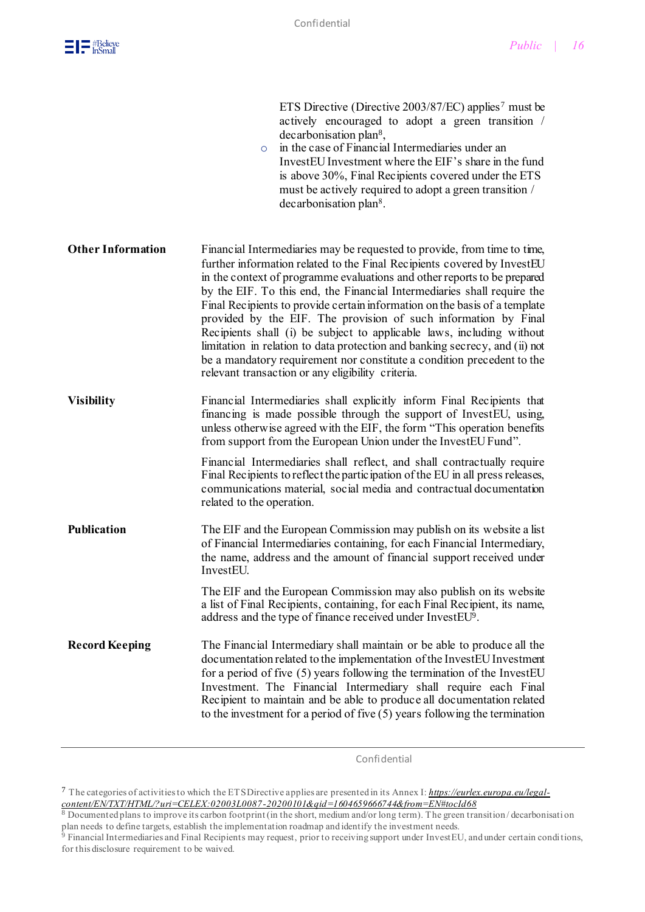ETS Directive (Directive 2003/87/EC) applies[7] must be actively encouraged to adopt a green transition / decarbonisation plan[8],

- in the case of Financial Intermediaries under an InvestEU Investment where the EIF's share in the fund is above 30%, Final Recipients covered under the ETS must be actively required to adopt a green transition / decarbonisation plan[8].

| | |
|---|---|
| **Other Information** | Financial Intermediaries may be requested to provide, from time to time, further information related to the Final Recipients covered by InvestEU in the context of programme evaluations and other reports to be prepared by the EIF. To this end, the Financial Intermediaries shall require the Final Recipients to provide certain information on the basis of a template provided by the EIF. The provision of such information by Final Recipients shall (i) be subject to applicable laws, including without limitation in relation to data protection and banking secrecy, and (ii) not be a mandatory requirement nor constitute a condition precedent to the relevant transaction or any eligibility criteria. |
| **Visibility** | Financial Intermediaries shall explicitly inform Final Recipients that financing is made possible through the support of InvestEU, using, unless otherwise agreed with the EIF, the form "This operation benefits from support from the European Union under the InvestEU Fund".<br><br>Financial Intermediaries shall reflect, and shall contractually require Final Recipients to reflect the participation of the EU in all press releases, communications material, social media and contractual documentation related to the operation. |
| **Publication** | The EIF and the European Commission may publish on its website a list of Financial Intermediaries containing, for each Financial Intermediary, the name, address and the amount of financial support received under InvestEU.<br><br>The EIF and the European Commission may also publish on its website a list of Final Recipients, containing, for each Final Recipient, its name, address and the type of finance received under InvestEU[9]. |
| **Record Keeping** | The Financial Intermediary shall maintain or be able to produce all the documentation related to the implementation of the InvestEU Investment for a period of five (5) years following the termination of the InvestEU Investment. The Financial Intermediary shall require each Final Recipient to maintain and be able to produce all documentation related to the investment for a period of five (5) years following the termination |

[7] The categories of activities to which the ETS Directive applies are presented in its Annex I: *https://eurlex.europa.eu/legal-content/EN/TXT/HTML/?uri=CELEX:02003L0087-20200101&qid=1604659666744&from=EN#tocId68*

[8] Documented plans to improve its carbon footprint (in the short, medium and/or long term). The green transition / decarbonisation plan needs to define targets, establish the implementation roadmap and identify the investment needs.

[9] Financial Intermediaries and Final Recipients may request, prior to receiving support under InvestEU, and under certain conditions, for this disclosure requirement to be waived.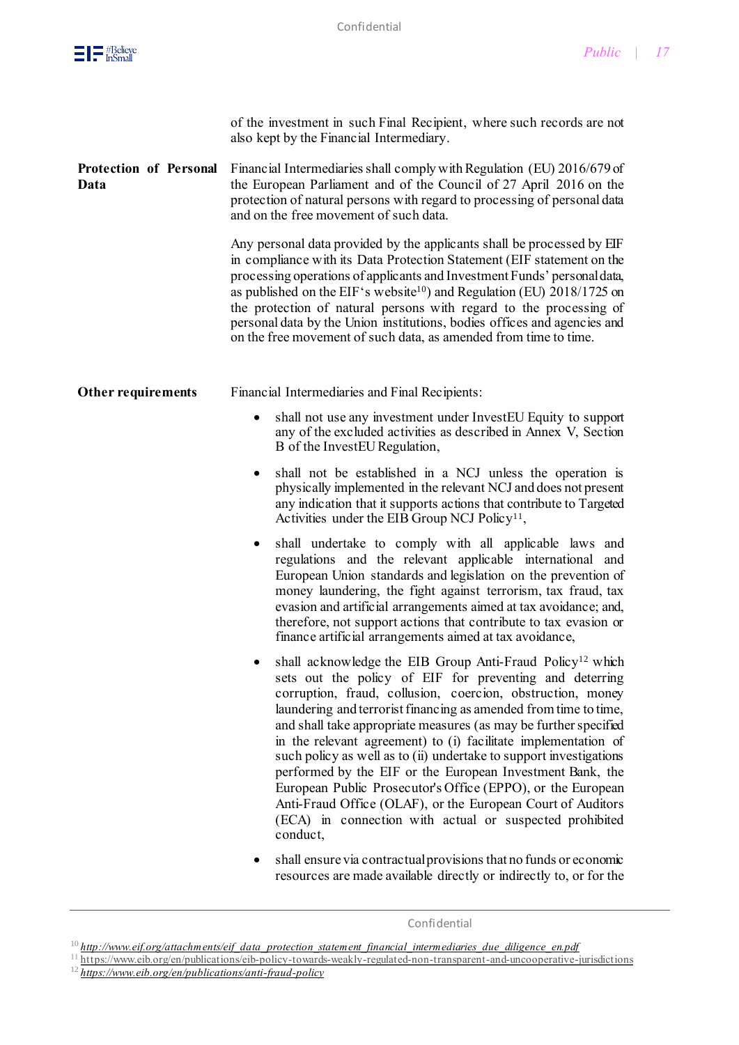of the investment in such Final Recipient, where such records are not also kept by the Financial Intermediary.

**Protection of Personal Data**

Financial Intermediaries shall comply with Regulation (EU) 2016/679 of the European Parliament and of the Council of 27 April 2016 on the protection of natural persons with regard to processing of personal data and on the free movement of such data.

Any personal data provided by the applicants shall be processed by EIF in compliance with its Data Protection Statement (EIF statement on the processing operations of applicants and Investment Funds' personal data, as published on the EIF's website[10]) and Regulation (EU) 2018/1725 on the protection of natural persons with regard to the processing of personal data by the Union institutions, bodies offices and agencies and on the free movement of such data, as amended from time to time.

**Other requirements**

Financial Intermediaries and Final Recipients:

- shall not use any investment under InvestEU Equity to support any of the excluded activities as described in Annex V, Section B of the InvestEU Regulation,
- shall not be established in a NCJ unless the operation is physically implemented in the relevant NCJ and does not present any indication that it supports actions that contribute to Targeted Activities under the EIB Group NCJ Policy[11],
- shall undertake to comply with all applicable laws and regulations and the relevant applicable international and European Union standards and legislation on the prevention of money laundering, the fight against terrorism, tax fraud, tax evasion and artificial arrangements aimed at tax avoidance; and, therefore, not support actions that contribute to tax evasion or finance artificial arrangements aimed at tax avoidance,
- shall acknowledge the EIB Group Anti-Fraud Policy[12] which sets out the policy of EIF for preventing and deterring corruption, fraud, collusion, coercion, obstruction, money laundering and terrorist financing as amended from time to time, and shall take appropriate measures (as may be further specified in the relevant agreement) to (i) facilitate implementation of such policy as well as to (ii) undertake to support investigations performed by the EIF or the European Investment Bank, the European Public Prosecutor's Office (EPPO), or the European Anti-Fraud Office (OLAF), or the European Court of Auditors (ECA) in connection with actual or suspected prohibited conduct,
- shall ensure via contractual provisions that no funds or economic resources are made available directly or indirectly to, or for the

[10] *http://www.eif.org/attachments/eif_data_protection_statement_financial_intermediaries_due_diligence_en.pdf*

[11] https://www.eib.org/en/publications/eib-policy-towards-weakly-regulated-non-transparent-and-uncooperative-jurisdictions

[12] *https://www.eib.org/en/publications/anti-fraud-policy*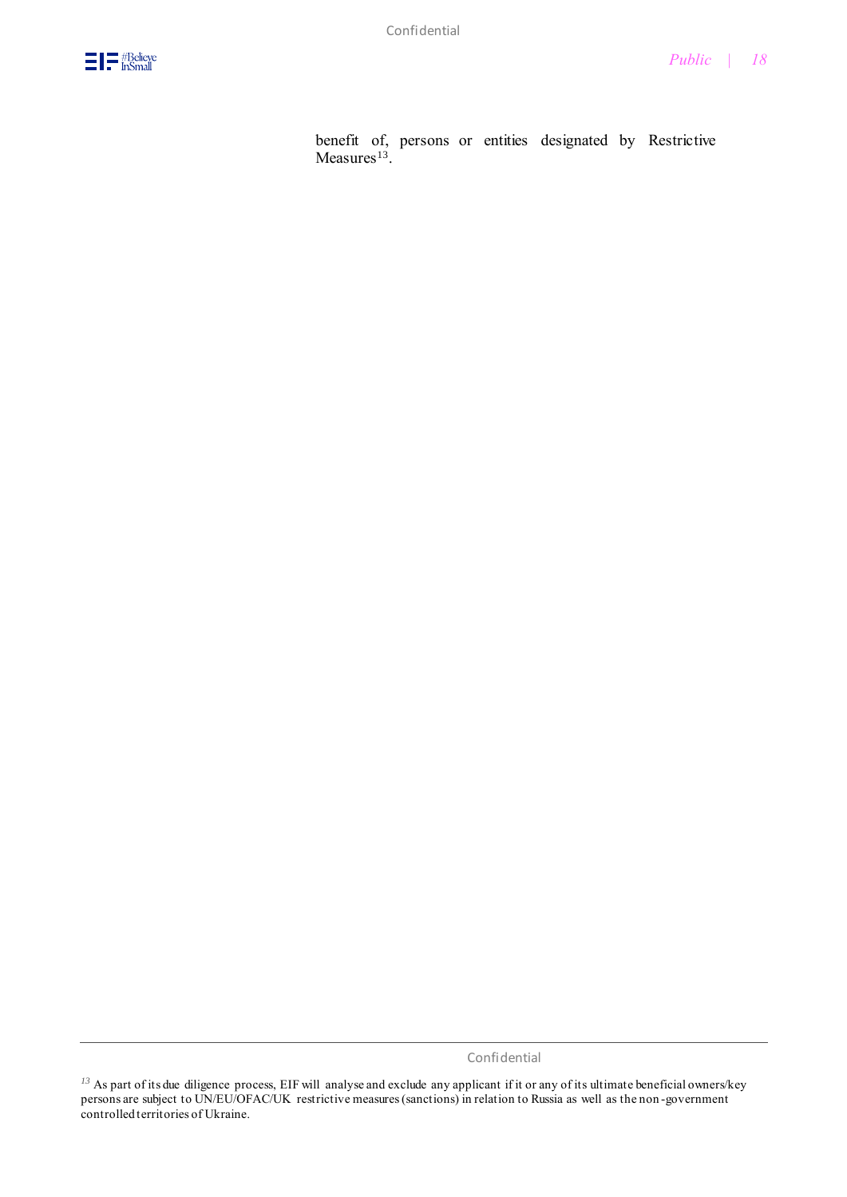benefit of, persons or entities designated by Restrictive Measures[13].

[13] As part of its due diligence process, EIF will analyse and exclude any applicant if it or any of its ultimate beneficial owners/key persons are subject to UN/EU/OFAC/UK restrictive measures (sanctions) in relation to Russia as well as the non-government controlled territories of Ukraine.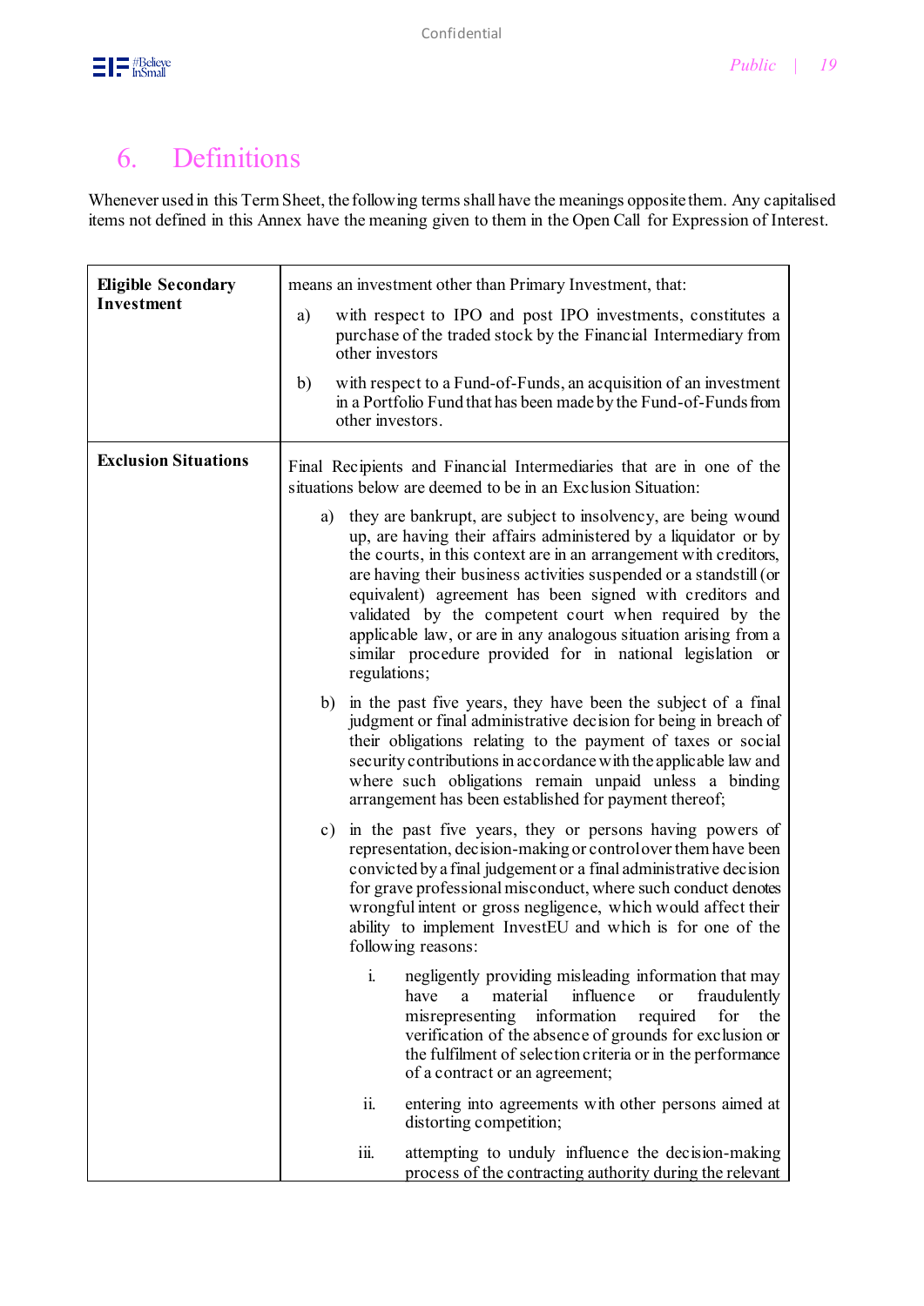# 6. Definitions

Whenever used in this Term Sheet, the following terms shall have the meanings opposite them. Any capitalised items not defined in this Annex have the meaning given to them in the Open Call for Expression of Interest.

| | |
|---|---|
| **Eligible Secondary Investment** | means an investment other than Primary Investment, that:<br><br>a) with respect to IPO and post IPO investments, constitutes a purchase of the traded stock by the Financial Intermediary from other investors<br><br>b) with respect to a Fund-of-Funds, an acquisition of an investment in a Portfolio Fund that has been made by the Fund-of-Funds from other investors. |
| **Exclusion Situations** | Final Recipients and Financial Intermediaries that are in one of the situations below are deemed to be in an Exclusion Situation:<br><br>a) they are bankrupt, are subject to insolvency, are being wound up, are having their affairs administered by a liquidator or by the courts, in this context are in an arrangement with creditors, are having their business activities suspended or a standstill (or equivalent) agreement has been signed with creditors and validated by the competent court when required by the applicable law, or are in any analogous situation arising from a similar procedure provided for in national legislation or regulations;<br><br>b) in the past five years, they have been the subject of a final judgment or final administrative decision for being in breach of their obligations relating to the payment of taxes or social security contributions in accordance with the applicable law and where such obligations remain unpaid unless a binding arrangement has been established for payment thereof;<br><br>c) in the past five years, they or persons having powers of representation, decision-making or control over them have been convicted by a final judgement or a final administrative decision for grave professional misconduct, where such conduct denotes wrongful intent or gross negligence, which would affect their ability to implement InvestEU and which is for one of the following reasons:<br><br>i. negligently providing misleading information that may have a material influence or fraudulently misrepresenting information required for the verification of the absence of grounds for exclusion or the fulfilment of selection criteria or in the performance of a contract or an agreement;<br><br>ii. entering into agreements with other persons aimed at distorting competition;<br><br>iii. attempting to unduly influence the decision-making process of the contracting authority during the relevant |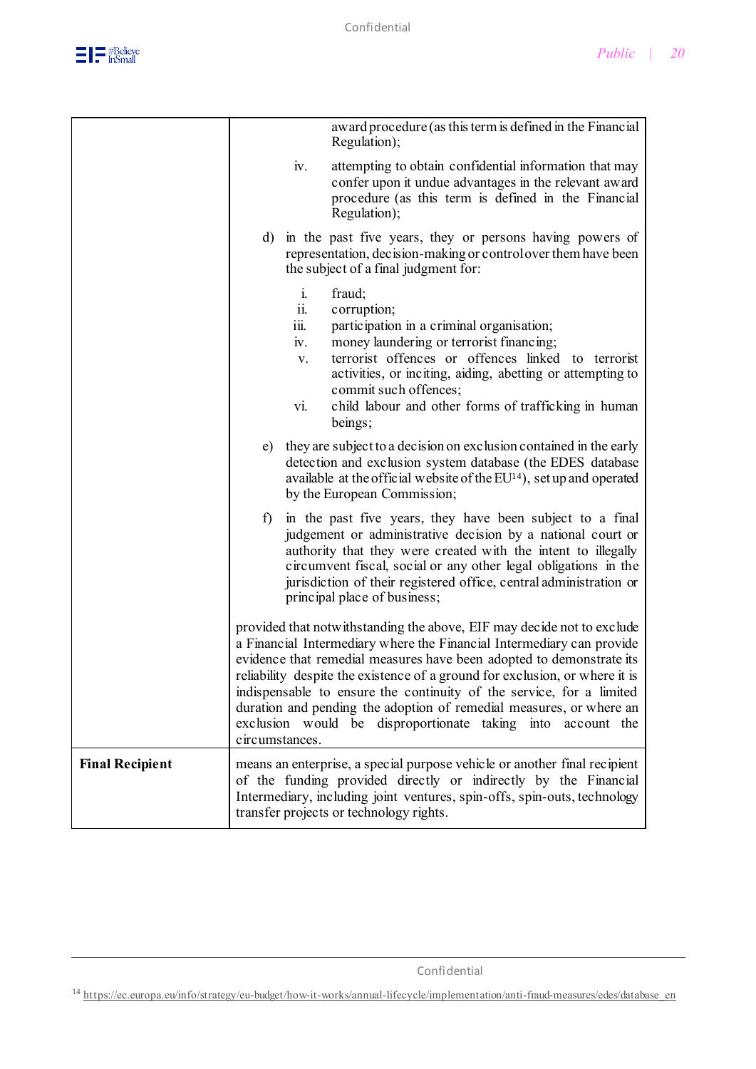| | |
|---|---|
| | award procedure (as this term is defined in the Financial Regulation);<br><br>iv. attempting to obtain confidential information that may confer upon it undue advantages in the relevant award procedure (as this term is defined in the Financial Regulation);<br><br>d) in the past five years, they or persons having powers of representation, decision-making or control over them have been the subject of a final judgment for:<br><br>i. fraud;<br>ii. corruption;<br>iii. participation in a criminal organisation;<br>iv. money laundering or terrorist financing;<br>v. terrorist offences or offences linked to terrorist activities, or inciting, aiding, abetting or attempting to commit such offences;<br>vi. child labour and other forms of trafficking in human beings;<br><br>e) they are subject to a decision on exclusion contained in the early detection and exclusion system database (the EDES database available at the official website of the EU[14]), set up and operated by the European Commission;<br><br>f) in the past five years, they have been subject to a final judgement or administrative decision by a national court or authority that they were created with the intent to illegally circumvent fiscal, social or any other legal obligations in the jurisdiction of their registered office, central administration or principal place of business;<br><br>provided that notwithstanding the above, EIF may decide not to exclude a Financial Intermediary where the Financial Intermediary can provide evidence that remedial measures have been adopted to demonstrate its reliability despite the existence of a ground for exclusion, or where it is indispensable to ensure the continuity of the service, for a limited duration and pending the adoption of remedial measures, or where an exclusion would be disproportionate taking into account the circumstances. |
| **Final Recipient** | means an enterprise, a special purpose vehicle or another final recipient of the funding provided directly or indirectly by the Financial Intermediary, including joint ventures, spin-offs, spin-outs, technology transfer projects or technology rights. |

[14] https://ec.europa.eu/info/strategy/eu-budget/how-it-works/annual-lifecycle/implementation/anti-fraud-measures/edes/database_en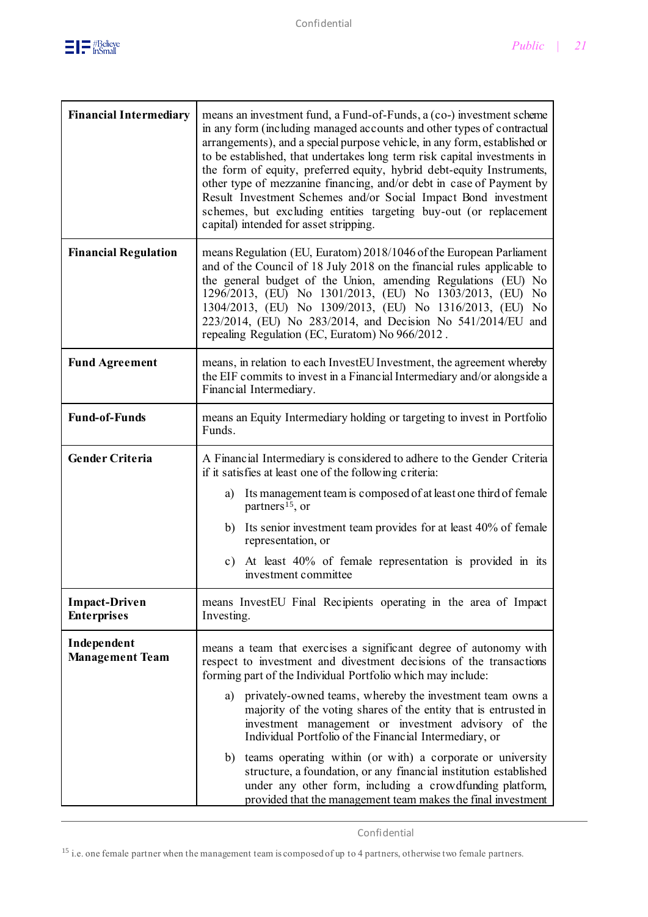| | |
|---|---|
| **Financial Intermediary** | means an investment fund, a Fund-of-Funds, a (co-) investment scheme in any form (including managed accounts and other types of contractual arrangements), and a special purpose vehicle, in any form, established or to be established, that undertakes long term risk capital investments in the form of equity, preferred equity, hybrid debt-equity Instruments, other type of mezzanine financing, and/or debt in case of Payment by Result Investment Schemes and/or Social Impact Bond investment schemes, but excluding entities targeting buy-out (or replacement capital) intended for asset stripping. |
| **Financial Regulation** | means Regulation (EU, Euratom) 2018/1046 of the European Parliament and of the Council of 18 July 2018 on the financial rules applicable to the general budget of the Union, amending Regulations (EU) No 1296/2013, (EU) No 1301/2013, (EU) No 1303/2013, (EU) No 1304/2013, (EU) No 1309/2013, (EU) No 1316/2013, (EU) No 223/2014, (EU) No 283/2014, and Decision No 541/2014/EU and repealing Regulation (EC, Euratom) No 966/2012 . |
| **Fund Agreement** | means, in relation to each InvestEU Investment, the agreement whereby the EIF commits to invest in a Financial Intermediary and/or alongside a Financial Intermediary. |
| **Fund-of-Funds** | means an Equity Intermediary holding or targeting to invest in Portfolio Funds. |
| **Gender Criteria** | A Financial Intermediary is considered to adhere to the Gender Criteria if it satisfies at least one of the following criteria:<br><br>a) Its management team is composed of at least one third of female partners[15], or<br><br>b) Its senior investment team provides for at least 40% of female representation, or<br><br>c) At least 40% of female representation is provided in its investment committee |
| **Impact-Driven Enterprises** | means InvestEU Final Recipients operating in the area of Impact Investing. |
| **Independent Management Team** | means a team that exercises a significant degree of autonomy with respect to investment and divestment decisions of the transactions forming part of the Individual Portfolio which may include:<br><br>a) privately-owned teams, whereby the investment team owns a majority of the voting shares of the entity that is entrusted in investment management or investment advisory of the Individual Portfolio of the Financial Intermediary, or<br><br>b) teams operating within (or with) a corporate or university structure, a foundation, or any financial institution established under any other form, including a crowdfunding platform, provided that the management team makes the final investment |

[15] i.e. one female partner when the management team is composed of up to 4 partners, otherwise two female partners.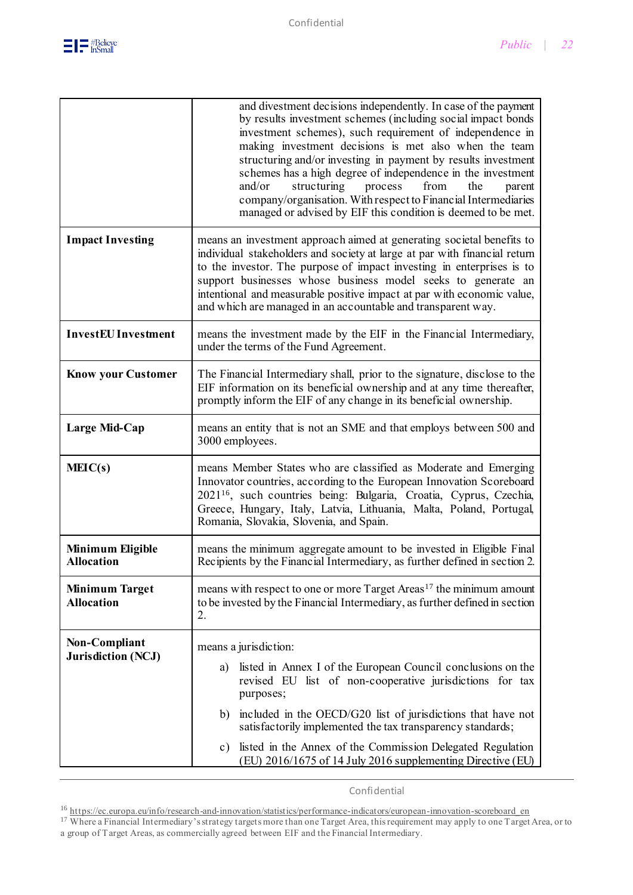| | |
|---|---|
| | and divestment decisions independently. In case of the payment by results investment schemes (including social impact bonds investment schemes), such requirement of independence in making investment decisions is met also when the team structuring and/or investing in payment by results investment schemes has a high degree of independence in the investment and/or structuring process from the parent company/organisation. With respect to Financial Intermediaries managed or advised by EIF this condition is deemed to be met. |
| **Impact Investing** | means an investment approach aimed at generating societal benefits to individual stakeholders and society at large at par with financial return to the investor. The purpose of impact investing in enterprises is to support businesses whose business model seeks to generate an intentional and measurable positive impact at par with economic value, and which are managed in an accountable and transparent way. |
| **InvestEU Investment** | means the investment made by the EIF in the Financial Intermediary, under the terms of the Fund Agreement. |
| **Know your Customer** | The Financial Intermediary shall, prior to the signature, disclose to the EIF information on its beneficial ownership and at any time thereafter, promptly inform the EIF of any change in its beneficial ownership. |
| **Large Mid-Cap** | means an entity that is not an SME and that employs between 500 and 3000 employees. |
| **MEIC(s)** | means Member States who are classified as Moderate and Emerging Innovator countries, according to the European Innovation Scoreboard 2021[16], such countries being: Bulgaria, Croatia, Cyprus, Czechia, Greece, Hungary, Italy, Latvia, Lithuania, Malta, Poland, Portugal, Romania, Slovakia, Slovenia, and Spain. |
| **Minimum Eligible Allocation** | means the minimum aggregate amount to be invested in Eligible Final Recipients by the Financial Intermediary, as further defined in section 2. |
| **Minimum Target Allocation** | means with respect to one or more Target Areas[17] the minimum amount to be invested by the Financial Intermediary, as further defined in section 2. |
| **Non-Compliant Jurisdiction (NCJ)** | means a jurisdiction:<br>a) listed in Annex I of the European Council conclusions on the revised EU list of non-cooperative jurisdictions for tax purposes;<br>b) included in the OECD/G20 list of jurisdictions that have not satisfactorily implemented the tax transparency standards;<br>c) listed in the Annex of the Commission Delegated Regulation (EU) 2016/1675 of 14 July 2016 supplementing Directive (EU) |

[16] https://ec.europa.eu/info/research-and-innovation/statistics/performance-indicators/european-innovation-scoreboard_en

[17] Where a Financial Intermediary's strategy targets more than one Target Area, this requirement may apply to one Target Area, or to a group of Target Areas, as commercially agreed between EIF and the Financial Intermediary.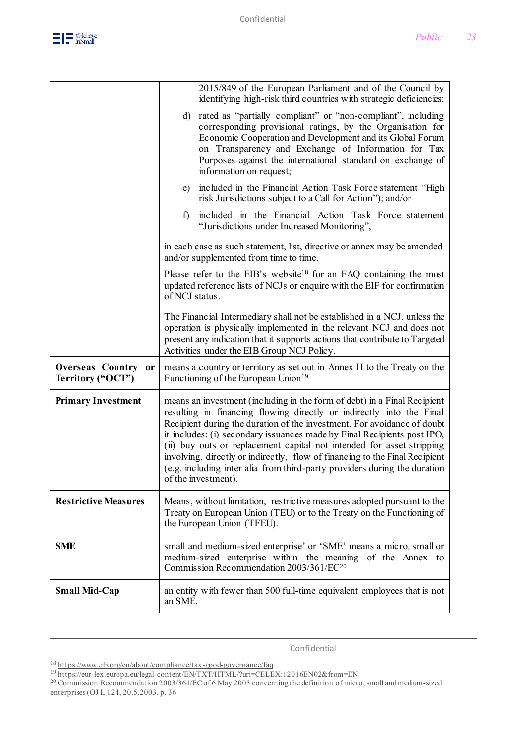| | |
|---|---|
| | 2015/849 of the European Parliament and of the Council by identifying high-risk third countries with strategic deficiencies;<br><br>d) rated as "partially compliant" or "non-compliant", including corresponding provisional ratings, by the Organisation for Economic Cooperation and Development and its Global Forum on Transparency and Exchange of Information for Tax Purposes against the international standard on exchange of information on request;<br><br>e) included in the Financial Action Task Force statement "High risk Jurisdictions subject to a Call for Action"); and/or<br><br>f) included in the Financial Action Task Force statement "Jurisdictions under Increased Monitoring",<br><br>in each case as such statement, list, directive or annex may be amended and/or supplemented from time to time.<br><br>Please refer to the EIB's website[18] for an FAQ containing the most updated reference lists of NCJs or enquire with the EIF for confirmation of NCJ status.<br><br>The Financial Intermediary shall not be established in a NCJ, unless the operation is physically implemented in the relevant NCJ and does not present any indication that it supports actions that contribute to Targeted Activities under the EIB Group NCJ Policy. |
| **Overseas Country or Territory ("OCT")** | means a country or territory as set out in Annex II to the Treaty on the Functioning of the European Union[19] |
| **Primary Investment** | means an investment (including in the form of debt) in a Final Recipient resulting in financing flowing directly or indirectly into the Final Recipient during the duration of the investment. For avoidance of doubt it includes: (i) secondary issuances made by Final Recipients post IPO, (ii) buy outs or replacement capital not intended for asset stripping involving, directly or indirectly, flow of financing to the Final Recipient (e.g. including inter alia from third-party providers during the duration of the investment). |
| **Restrictive Measures** | Means, without limitation, restrictive measures adopted pursuant to the Treaty on European Union (TEU) or to the Treaty on the Functioning of the European Union (TFEU). |
| **SME** | small and medium-sized enterprise' or 'SME' means a micro, small or medium-sized enterprise within the meaning of the Annex to Commission Recommendation 2003/361/EC[20] |
| **Small Mid-Cap** | an entity with fewer than 500 full-time equivalent employees that is not an SME. |

[18] https://www.eib.org/en/about/compliance/tax-good-governance/faq

[19] https://eur-lex.europa.eu/legal-content/EN/TXT/HTML/?uri=CELEX:12016EN02&from=EN

[20] Commission Recommendation 2003/361/EC of 6 May 2003 concerning the definition of micro, small and medium-sized enterprises (OJ L 124, 20.5.2003, p. 36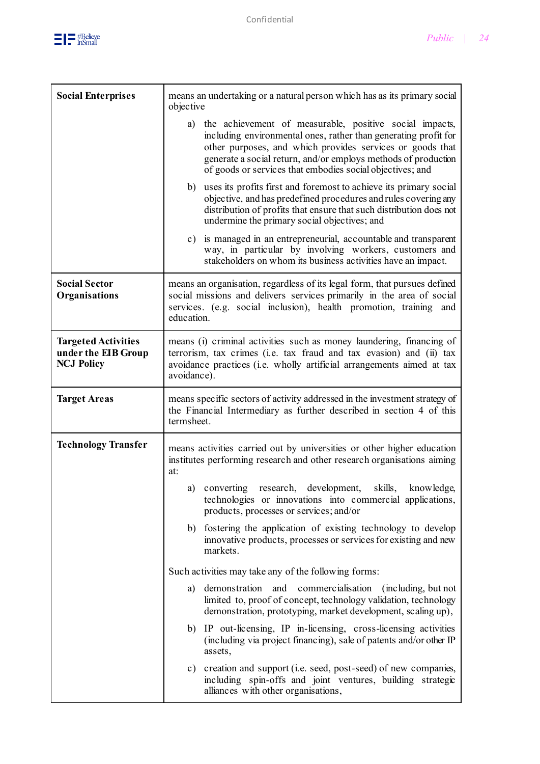| | |
|---|---|
| **Social Enterprises** | means an undertaking or a natural person which has as its primary social objective<br><br>a) the achievement of measurable, positive social impacts, including environmental ones, rather than generating profit for other purposes, and which provides services or goods that generate a social return, and/or employs methods of production of goods or services that embodies social objectives; and<br><br>b) uses its profits first and foremost to achieve its primary social objective, and has predefined procedures and rules covering any distribution of profits that ensure that such distribution does not undermine the primary social objectives; and<br><br>c) is managed in an entrepreneurial, accountable and transparent way, in particular by involving workers, customers and stakeholders on whom its business activities have an impact. |
| **Social Sector Organisations** | means an organisation, regardless of its legal form, that pursues defined social missions and delivers services primarily in the area of social services. (e.g. social inclusion), health promotion, training and education. |
| **Targeted Activities under the EIB Group NCJ Policy** | means (i) criminal activities such as money laundering, financing of terrorism, tax crimes (i.e. tax fraud and tax evasion) and (ii) tax avoidance practices (i.e. wholly artificial arrangements aimed at tax avoidance). |
| **Target Areas** | means specific sectors of activity addressed in the investment strategy of the Financial Intermediary as further described in section 4 of this termsheet. |
| **Technology Transfer** | means activities carried out by universities or other higher education institutes performing research and other research organisations aiming at:<br><br>a) converting research, development, skills, knowledge, technologies or innovations into commercial applications, products, processes or services; and/or<br><br>b) fostering the application of existing technology to develop innovative products, processes or services for existing and new markets.<br><br>Such activities may take any of the following forms:<br><br>a) demonstration and commercialisation (including, but not limited to, proof of concept, technology validation, technology demonstration, prototyping, market development, scaling up),<br><br>b) IP out-licensing, IP in-licensing, cross-licensing activities (including via project financing), sale of patents and/or other IP assets,<br><br>c) creation and support (i.e. seed, post-seed) of new companies, including spin-offs and joint ventures, building strategic alliances with other organisations, |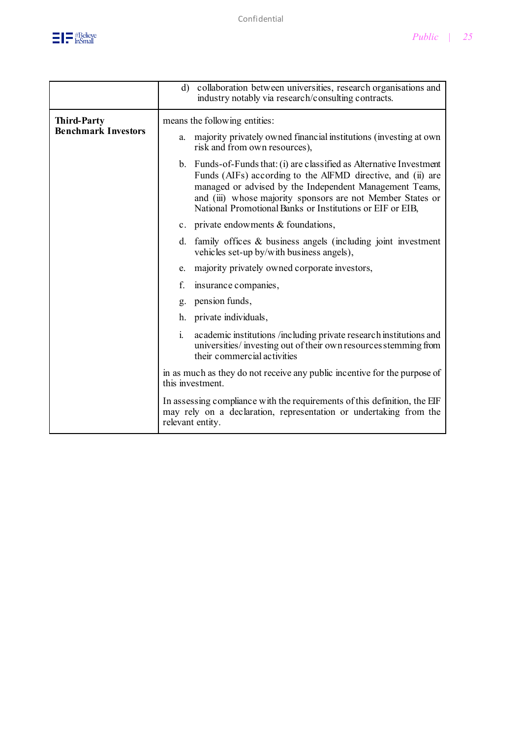| | |
|---|---|
| | d) collaboration between universities, research organisations and industry notably via research/consulting contracts. |
| **Third-Party Benchmark Investors** | means the following entities:<br><br>a. majority privately owned financial institutions (investing at own risk and from own resources),<br><br>b. Funds-of-Funds that: (i) are classified as Alternative Investment Funds (AIFs) according to the AIFMD directive, and (ii) are managed or advised by the Independent Management Teams, and (iii) whose majority sponsors are not Member States or National Promotional Banks or Institutions or EIF or EIB,<br><br>c. private endowments & foundations,<br><br>d. family offices & business angels (including joint investment vehicles set-up by/with business angels),<br><br>e. majority privately owned corporate investors,<br><br>f. insurance companies,<br><br>g. pension funds,<br><br>h. private individuals,<br><br>i. academic institutions /including private research institutions and universities/ investing out of their own resources stemming from their commercial activities<br><br>in as much as they do not receive any public incentive for the purpose of this investment.<br><br>In assessing compliance with the requirements of this definition, the EIF may rely on a declaration, representation or undertaking from the relevant entity. |